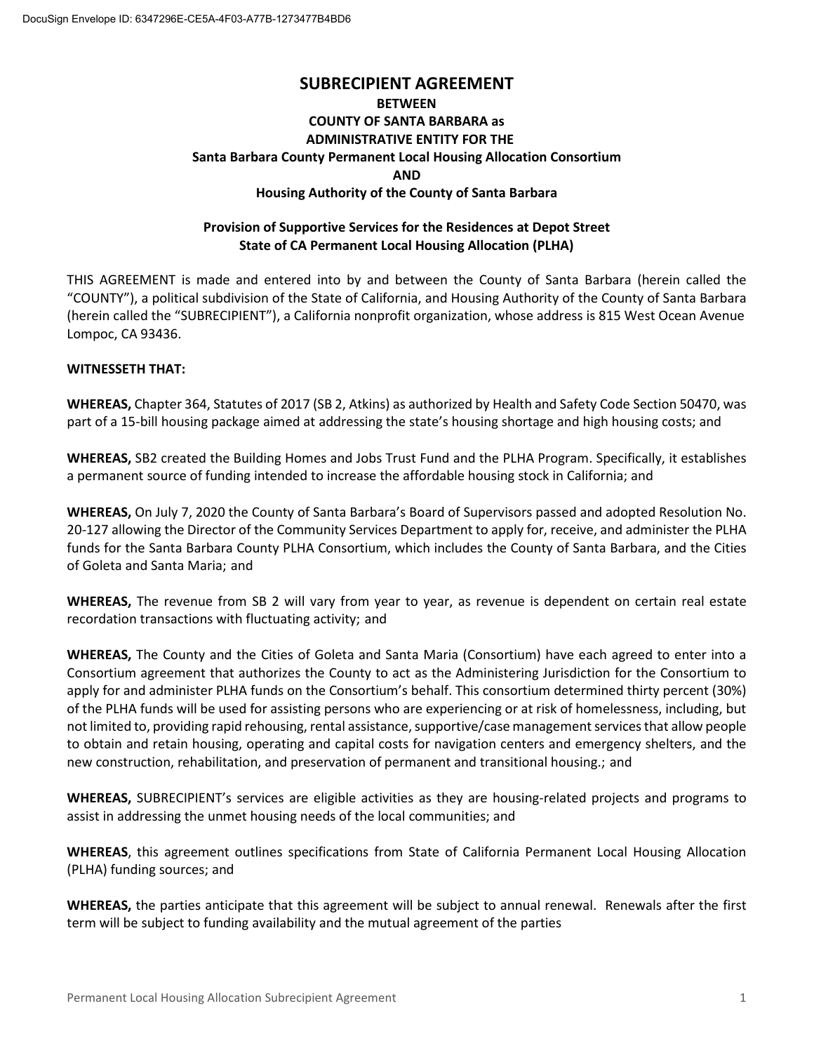# SUBRECIPIENT AGREEMENT

**BETWEEN**
**COUNTY OF SANTA BARBARA as**
**ADMINISTRATIVE ENTITY FOR THE**
**Santa Barbara County Permanent Local Housing Allocation Consortium**
**AND**
**Housing Authority of the County of Santa Barbara**

**Provision of Supportive Services for the Residences at Depot Street**
**State of CA Permanent Local Housing Allocation (PLHA)**

THIS AGREEMENT is made and entered into by and between the County of Santa Barbara (herein called the "COUNTY"), a political subdivision of the State of California, and Housing Authority of the County of Santa Barbara (herein called the "SUBRECIPIENT"), a California nonprofit organization, whose address is 815 West Ocean Avenue Lompoc, CA 93436.

**WITNESSETH THAT:**

**WHEREAS,** Chapter 364, Statutes of 2017 (SB 2, Atkins) as authorized by Health and Safety Code Section 50470, was part of a 15-bill housing package aimed at addressing the state's housing shortage and high housing costs; and

**WHEREAS,** SB2 created the Building Homes and Jobs Trust Fund and the PLHA Program. Specifically, it establishes a permanent source of funding intended to increase the affordable housing stock in California; and

**WHEREAS,** On July 7, 2020 the County of Santa Barbara's Board of Supervisors passed and adopted Resolution No. 20-127 allowing the Director of the Community Services Department to apply for, receive, and administer the PLHA funds for the Santa Barbara County PLHA Consortium, which includes the County of Santa Barbara, and the Cities of Goleta and Santa Maria; and

**WHEREAS,** The revenue from SB 2 will vary from year to year, as revenue is dependent on certain real estate recordation transactions with fluctuating activity; and

**WHEREAS,** The County and the Cities of Goleta and Santa Maria (Consortium) have each agreed to enter into a Consortium agreement that authorizes the County to act as the Administering Jurisdiction for the Consortium to apply for and administer PLHA funds on the Consortium's behalf. This consortium determined thirty percent (30%) of the PLHA funds will be used for assisting persons who are experiencing or at risk of homelessness, including, but not limited to, providing rapid rehousing, rental assistance, supportive/case management services that allow people to obtain and retain housing, operating and capital costs for navigation centers and emergency shelters, and the new construction, rehabilitation, and preservation of permanent and transitional housing.; and

**WHEREAS,** SUBRECIPIENT's services are eligible activities as they are housing-related projects and programs to assist in addressing the unmet housing needs of the local communities; and

**WHEREAS**, this agreement outlines specifications from State of California Permanent Local Housing Allocation (PLHA) funding sources; and

**WHEREAS,** the parties anticipate that this agreement will be subject to annual renewal. Renewals after the first term will be subject to funding availability and the mutual agreement of the parties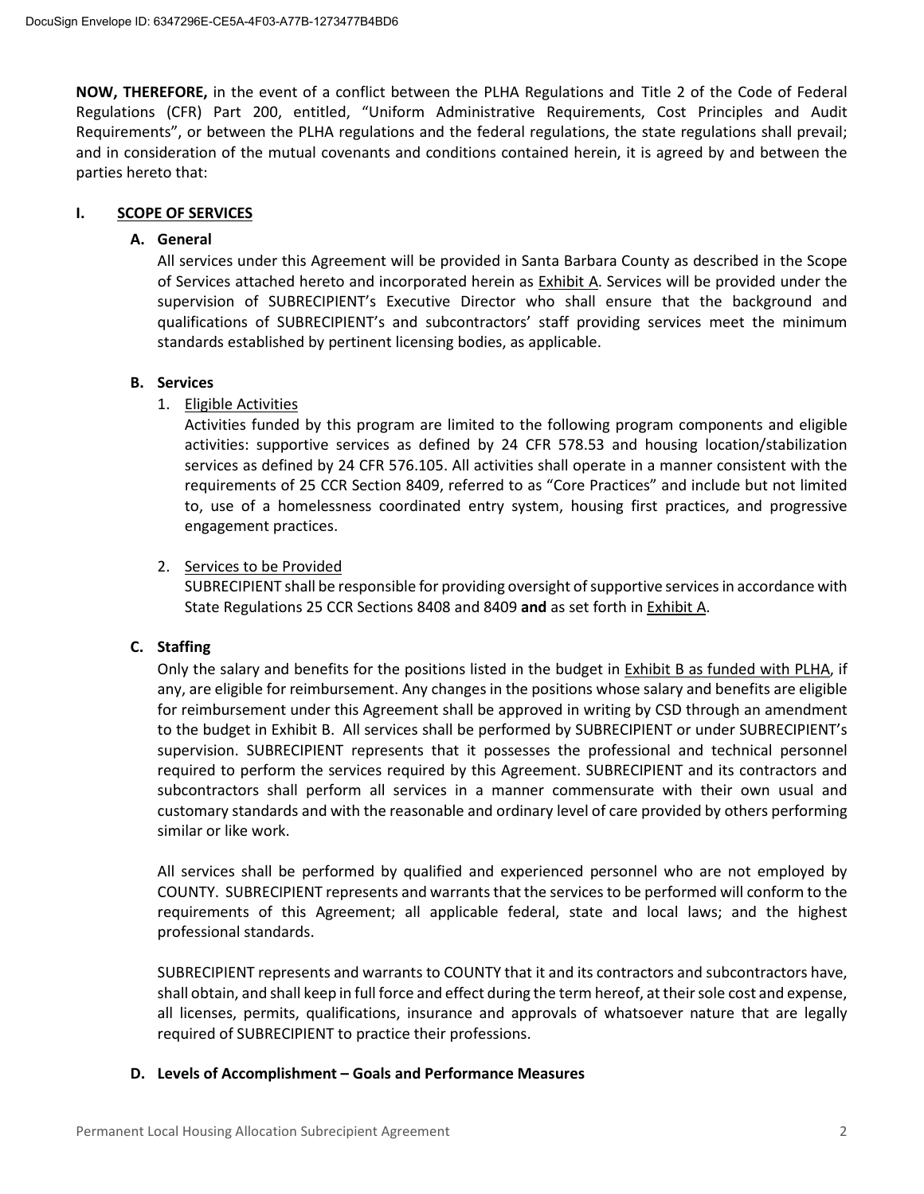**NOW, THEREFORE,** in the event of a conflict between the PLHA Regulations and Title 2 of the Code of Federal Regulations (CFR) Part 200, entitled, "Uniform Administrative Requirements, Cost Principles and Audit Requirements", or between the PLHA regulations and the federal regulations, the state regulations shall prevail; and in consideration of the mutual covenants and conditions contained herein, it is agreed by and between the parties hereto that:

## I. SCOPE OF SERVICES

### A. General

All services under this Agreement will be provided in Santa Barbara County as described in the Scope of Services attached hereto and incorporated herein as Exhibit A. Services will be provided under the supervision of SUBRECIPIENT's Executive Director who shall ensure that the background and qualifications of SUBRECIPIENT's and subcontractors' staff providing services meet the minimum standards established by pertinent licensing bodies, as applicable.

### B. Services

1. Eligible Activities

   Activities funded by this program are limited to the following program components and eligible activities: supportive services as defined by 24 CFR 578.53 and housing location/stabilization services as defined by 24 CFR 576.105. All activities shall operate in a manner consistent with the requirements of 25 CCR Section 8409, referred to as "Core Practices" and include but not limited to, use of a homelessness coordinated entry system, housing first practices, and progressive engagement practices.

2. Services to be Provided

   SUBRECIPIENT shall be responsible for providing oversight of supportive services in accordance with State Regulations 25 CCR Sections 8408 and 8409 **and** as set forth in Exhibit A.

### C. Staffing

Only the salary and benefits for the positions listed in the budget in Exhibit B as funded with PLHA, if any, are eligible for reimbursement. Any changes in the positions whose salary and benefits are eligible for reimbursement under this Agreement shall be approved in writing by CSD through an amendment to the budget in Exhibit B. All services shall be performed by SUBRECIPIENT or under SUBRECIPIENT's supervision. SUBRECIPIENT represents that it possesses the professional and technical personnel required to perform the services required by this Agreement. SUBRECIPIENT and its contractors and subcontractors shall perform all services in a manner commensurate with their own usual and customary standards and with the reasonable and ordinary level of care provided by others performing similar or like work.

All services shall be performed by qualified and experienced personnel who are not employed by COUNTY. SUBRECIPIENT represents and warrants that the services to be performed will conform to the requirements of this Agreement; all applicable federal, state and local laws; and the highest professional standards.

SUBRECIPIENT represents and warrants to COUNTY that it and its contractors and subcontractors have, shall obtain, and shall keep in full force and effect during the term hereof, at their sole cost and expense, all licenses, permits, qualifications, insurance and approvals of whatsoever nature that are legally required of SUBRECIPIENT to practice their professions.

### D. Levels of Accomplishment – Goals and Performance Measures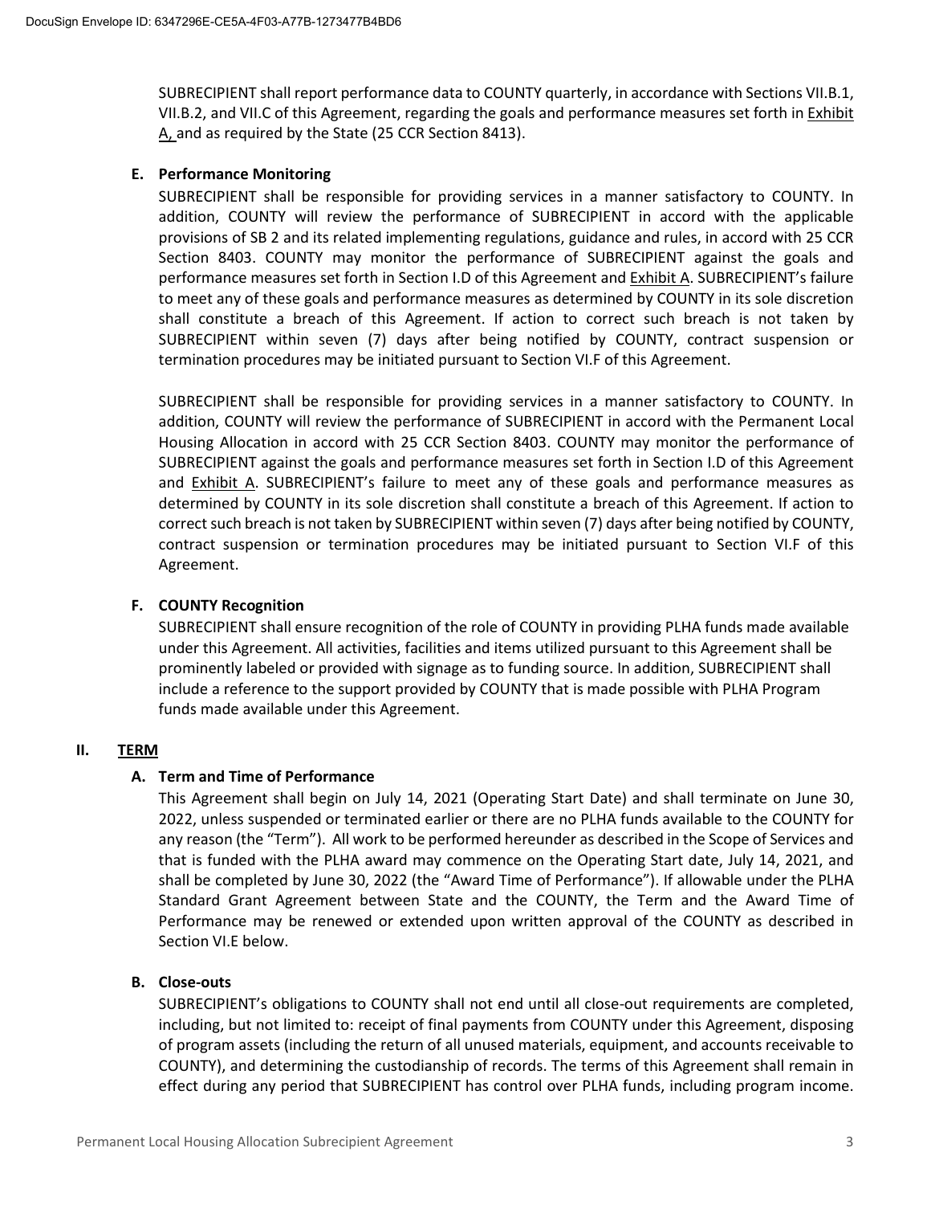SUBRECIPIENT shall report performance data to COUNTY quarterly, in accordance with Sections VII.B.1, VII.B.2, and VII.C of this Agreement, regarding the goals and performance measures set forth in Exhibit A, and as required by the State (25 CCR Section 8413).

**E. Performance Monitoring**

SUBRECIPIENT shall be responsible for providing services in a manner satisfactory to COUNTY. In addition, COUNTY will review the performance of SUBRECIPIENT in accord with the applicable provisions of SB 2 and its related implementing regulations, guidance and rules, in accord with 25 CCR Section 8403. COUNTY may monitor the performance of SUBRECIPIENT against the goals and performance measures set forth in Section I.D of this Agreement and Exhibit A. SUBRECIPIENT's failure to meet any of these goals and performance measures as determined by COUNTY in its sole discretion shall constitute a breach of this Agreement. If action to correct such breach is not taken by SUBRECIPIENT within seven (7) days after being notified by COUNTY, contract suspension or termination procedures may be initiated pursuant to Section VI.F of this Agreement.

SUBRECIPIENT shall be responsible for providing services in a manner satisfactory to COUNTY. In addition, COUNTY will review the performance of SUBRECIPIENT in accord with the Permanent Local Housing Allocation in accord with 25 CCR Section 8403. COUNTY may monitor the performance of SUBRECIPIENT against the goals and performance measures set forth in Section I.D of this Agreement and Exhibit A. SUBRECIPIENT's failure to meet any of these goals and performance measures as determined by COUNTY in its sole discretion shall constitute a breach of this Agreement. If action to correct such breach is not taken by SUBRECIPIENT within seven (7) days after being notified by COUNTY, contract suspension or termination procedures may be initiated pursuant to Section VI.F of this Agreement.

**F. COUNTY Recognition**

SUBRECIPIENT shall ensure recognition of the role of COUNTY in providing PLHA funds made available under this Agreement. All activities, facilities and items utilized pursuant to this Agreement shall be prominently labeled or provided with signage as to funding source. In addition, SUBRECIPIENT shall include a reference to the support provided by COUNTY that is made possible with PLHA Program funds made available under this Agreement.

## II. TERM

**A. Term and Time of Performance**

This Agreement shall begin on July 14, 2021 (Operating Start Date) and shall terminate on June 30, 2022, unless suspended or terminated earlier or there are no PLHA funds available to the COUNTY for any reason (the "Term"). All work to be performed hereunder as described in the Scope of Services and that is funded with the PLHA award may commence on the Operating Start date, July 14, 2021, and shall be completed by June 30, 2022 (the "Award Time of Performance"). If allowable under the PLHA Standard Grant Agreement between State and the COUNTY, the Term and the Award Time of Performance may be renewed or extended upon written approval of the COUNTY as described in Section VI.E below.

**B. Close-outs**

SUBRECIPIENT's obligations to COUNTY shall not end until all close-out requirements are completed, including, but not limited to: receipt of final payments from COUNTY under this Agreement, disposing of program assets (including the return of all unused materials, equipment, and accounts receivable to COUNTY), and determining the custodianship of records. The terms of this Agreement shall remain in effect during any period that SUBRECIPIENT has control over PLHA funds, including program income.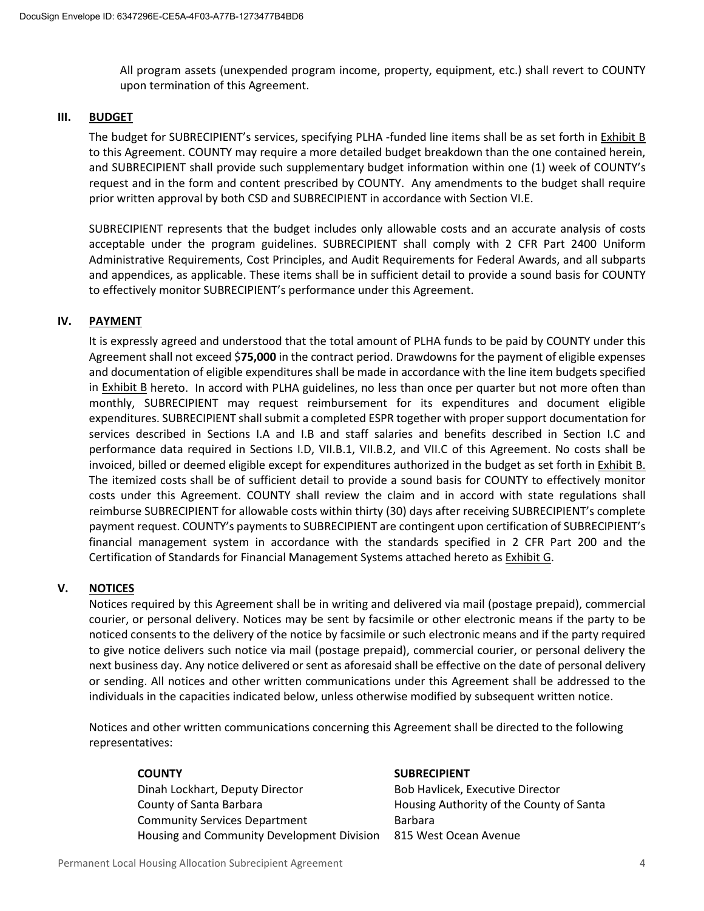All program assets (unexpended program income, property, equipment, etc.) shall revert to COUNTY upon termination of this Agreement.

## III. BUDGET

The budget for SUBRECIPIENT's services, specifying PLHA -funded line items shall be as set forth in Exhibit B to this Agreement. COUNTY may require a more detailed budget breakdown than the one contained herein, and SUBRECIPIENT shall provide such supplementary budget information within one (1) week of COUNTY's request and in the form and content prescribed by COUNTY. Any amendments to the budget shall require prior written approval by both CSD and SUBRECIPIENT in accordance with Section VI.E.

SUBRECIPIENT represents that the budget includes only allowable costs and an accurate analysis of costs acceptable under the program guidelines. SUBRECIPIENT shall comply with 2 CFR Part 2400 Uniform Administrative Requirements, Cost Principles, and Audit Requirements for Federal Awards, and all subparts and appendices, as applicable. These items shall be in sufficient detail to provide a sound basis for COUNTY to effectively monitor SUBRECIPIENT's performance under this Agreement.

## IV. PAYMENT

It is expressly agreed and understood that the total amount of PLHA funds to be paid by COUNTY under this Agreement shall not exceed $**75,000** in the contract period. Drawdowns for the payment of eligible expenses and documentation of eligible expenditures shall be made in accordance with the line item budgets specified in Exhibit B hereto. In accord with PLHA guidelines, no less than once per quarter but not more often than monthly, SUBRECIPIENT may request reimbursement for its expenditures and document eligible expenditures. SUBRECIPIENT shall submit a completed ESPR together with proper support documentation for services described in Sections I.A and I.B and staff salaries and benefits described in Section I.C and performance data required in Sections I.D, VII.B.1, VII.B.2, and VII.C of this Agreement. No costs shall be invoiced, billed or deemed eligible except for expenditures authorized in the budget as set forth in Exhibit B. The itemized costs shall be of sufficient detail to provide a sound basis for COUNTY to effectively monitor costs under this Agreement. COUNTY shall review the claim and in accord with state regulations shall reimburse SUBRECIPIENT for allowable costs within thirty (30) days after receiving SUBRECIPIENT's complete payment request. COUNTY's payments to SUBRECIPIENT are contingent upon certification of SUBRECIPIENT's financial management system in accordance with the standards specified in 2 CFR Part 200 and the Certification of Standards for Financial Management Systems attached hereto as Exhibit G.

## V. NOTICES

Notices required by this Agreement shall be in writing and delivered via mail (postage prepaid), commercial courier, or personal delivery. Notices may be sent by facsimile or other electronic means if the party to be noticed consents to the delivery of the notice by facsimile or such electronic means and if the party required to give notice delivers such notice via mail (postage prepaid), commercial courier, or personal delivery the next business day. Any notice delivered or sent as aforesaid shall be effective on the date of personal delivery or sending. All notices and other written communications under this Agreement shall be addressed to the individuals in the capacities indicated below, unless otherwise modified by subsequent written notice.

Notices and other written communications concerning this Agreement shall be directed to the following representatives:

**COUNTY**
Dinah Lockhart, Deputy Director
County of Santa Barbara
Community Services Department
Housing and Community Development Division

**SUBRECIPIENT**
Bob Havlicek, Executive Director
Housing Authority of the County of Santa Barbara
815 West Ocean Avenue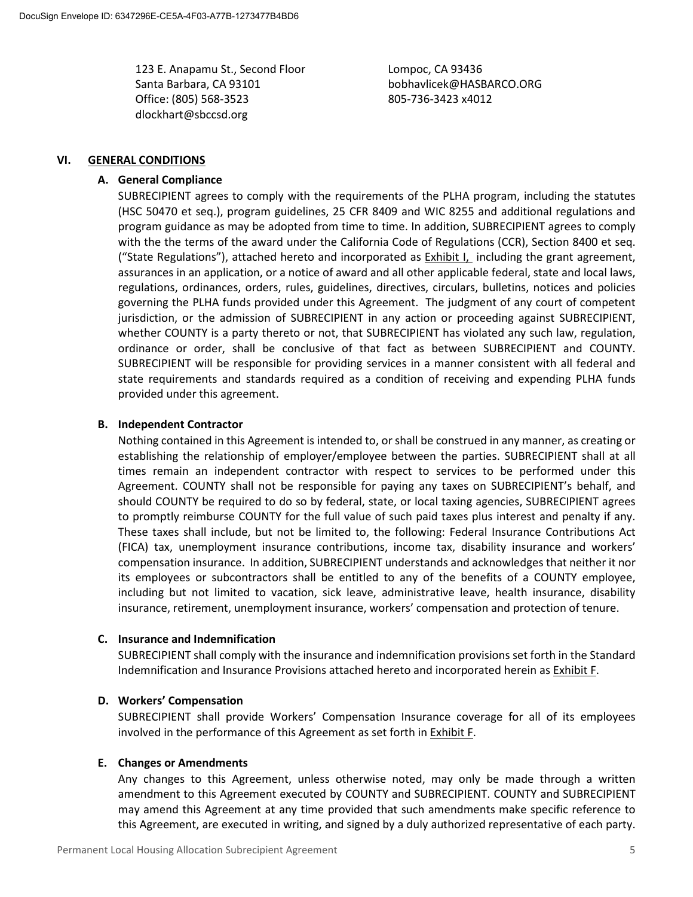123 E. Anapamu St., Second Floor
Santa Barbara, CA 93101
Office: (805) 568-3523
dlockhart@sbccsd.org

Lompoc, CA 93436
bobhavlicek@HASBARCO.ORG
805-736-3423 x4012

## VI. GENERAL CONDITIONS

### A. General Compliance

SUBRECIPIENT agrees to comply with the requirements of the PLHA program, including the statutes (HSC 50470 et seq.), program guidelines, 25 CFR 8409 and WIC 8255 and additional regulations and program guidance as may be adopted from time to time. In addition, SUBRECIPIENT agrees to comply with the the terms of the award under the California Code of Regulations (CCR), Section 8400 et seq. ("State Regulations"), attached hereto and incorporated as Exhibit I, including the grant agreement, assurances in an application, or a notice of award and all other applicable federal, state and local laws, regulations, ordinances, orders, rules, guidelines, directives, circulars, bulletins, notices and policies governing the PLHA funds provided under this Agreement. The judgment of any court of competent jurisdiction, or the admission of SUBRECIPIENT in any action or proceeding against SUBRECIPIENT, whether COUNTY is a party thereto or not, that SUBRECIPIENT has violated any such law, regulation, ordinance or order, shall be conclusive of that fact as between SUBRECIPIENT and COUNTY. SUBRECIPIENT will be responsible for providing services in a manner consistent with all federal and state requirements and standards required as a condition of receiving and expending PLHA funds provided under this agreement.

### B. Independent Contractor

Nothing contained in this Agreement is intended to, or shall be construed in any manner, as creating or establishing the relationship of employer/employee between the parties. SUBRECIPIENT shall at all times remain an independent contractor with respect to services to be performed under this Agreement. COUNTY shall not be responsible for paying any taxes on SUBRECIPIENT's behalf, and should COUNTY be required to do so by federal, state, or local taxing agencies, SUBRECIPIENT agrees to promptly reimburse COUNTY for the full value of such paid taxes plus interest and penalty if any. These taxes shall include, but not be limited to, the following: Federal Insurance Contributions Act (FICA) tax, unemployment insurance contributions, income tax, disability insurance and workers' compensation insurance. In addition, SUBRECIPIENT understands and acknowledges that neither it nor its employees or subcontractors shall be entitled to any of the benefits of a COUNTY employee, including but not limited to vacation, sick leave, administrative leave, health insurance, disability insurance, retirement, unemployment insurance, workers' compensation and protection of tenure.

### C. Insurance and Indemnification

SUBRECIPIENT shall comply with the insurance and indemnification provisions set forth in the Standard Indemnification and Insurance Provisions attached hereto and incorporated herein as Exhibit F.

### D. Workers' Compensation

SUBRECIPIENT shall provide Workers' Compensation Insurance coverage for all of its employees involved in the performance of this Agreement as set forth in Exhibit F.

### E. Changes or Amendments

Any changes to this Agreement, unless otherwise noted, may only be made through a written amendment to this Agreement executed by COUNTY and SUBRECIPIENT. COUNTY and SUBRECIPIENT may amend this Agreement at any time provided that such amendments make specific reference to this Agreement, are executed in writing, and signed by a duly authorized representative of each party.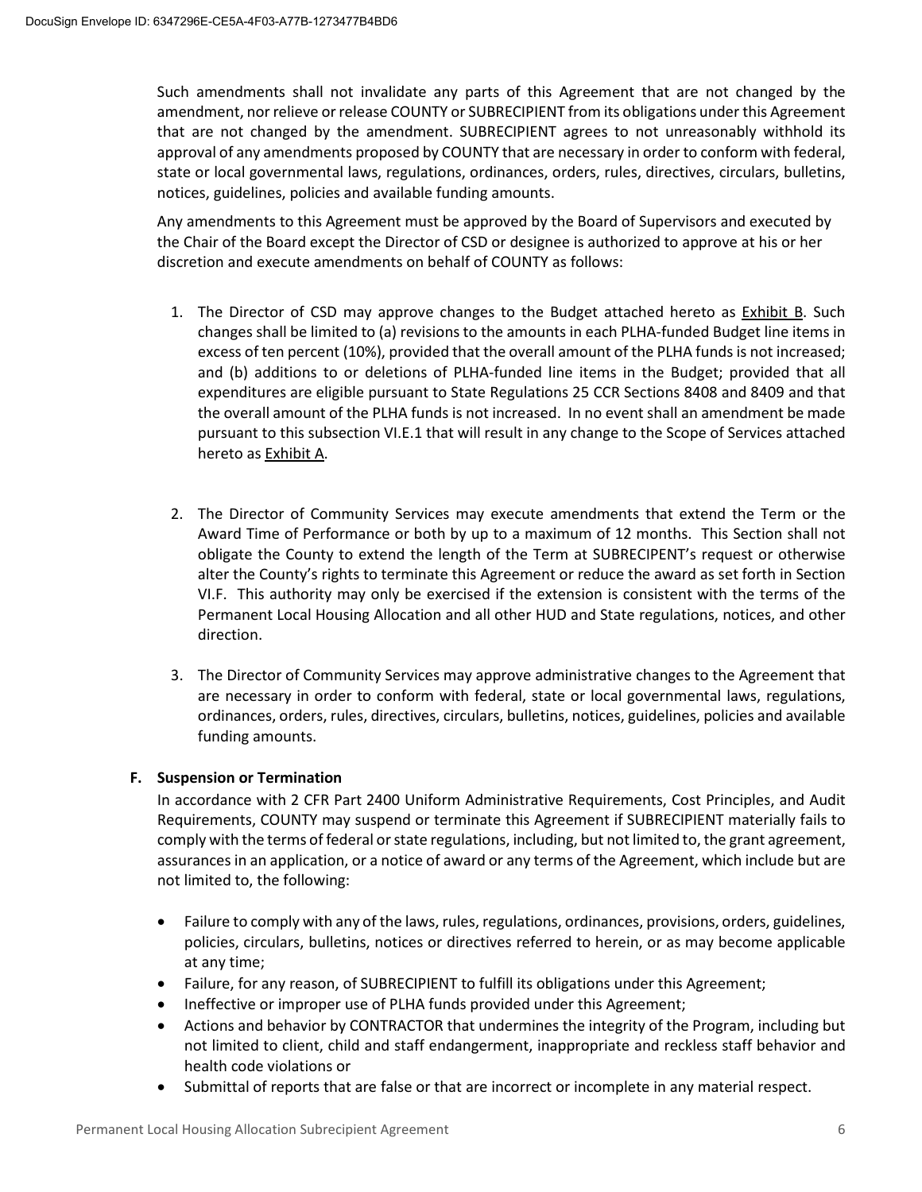Such amendments shall not invalidate any parts of this Agreement that are not changed by the amendment, nor relieve or release COUNTY or SUBRECIPIENT from its obligations under this Agreement that are not changed by the amendment. SUBRECIPIENT agrees to not unreasonably withhold its approval of any amendments proposed by COUNTY that are necessary in order to conform with federal, state or local governmental laws, regulations, ordinances, orders, rules, directives, circulars, bulletins, notices, guidelines, policies and available funding amounts.

Any amendments to this Agreement must be approved by the Board of Supervisors and executed by the Chair of the Board except the Director of CSD or designee is authorized to approve at his or her discretion and execute amendments on behalf of COUNTY as follows:

1. The Director of CSD may approve changes to the Budget attached hereto as Exhibit B. Such changes shall be limited to (a) revisions to the amounts in each PLHA-funded Budget line items in excess of ten percent (10%), provided that the overall amount of the PLHA funds is not increased; and (b) additions to or deletions of PLHA-funded line items in the Budget; provided that all expenditures are eligible pursuant to State Regulations 25 CCR Sections 8408 and 8409 and that the overall amount of the PLHA funds is not increased. In no event shall an amendment be made pursuant to this subsection VI.E.1 that will result in any change to the Scope of Services attached hereto as Exhibit A.

2. The Director of Community Services may execute amendments that extend the Term or the Award Time of Performance or both by up to a maximum of 12 months. This Section shall not obligate the County to extend the length of the Term at SUBRECIPENT's request or otherwise alter the County's rights to terminate this Agreement or reduce the award as set forth in Section VI.F. This authority may only be exercised if the extension is consistent with the terms of the Permanent Local Housing Allocation and all other HUD and State regulations, notices, and other direction.

3. The Director of Community Services may approve administrative changes to the Agreement that are necessary in order to conform with federal, state or local governmental laws, regulations, ordinances, orders, rules, directives, circulars, bulletins, notices, guidelines, policies and available funding amounts.

**F. Suspension or Termination**

In accordance with 2 CFR Part 2400 Uniform Administrative Requirements, Cost Principles, and Audit Requirements, COUNTY may suspend or terminate this Agreement if SUBRECIPIENT materially fails to comply with the terms of federal or state regulations, including, but not limited to, the grant agreement, assurances in an application, or a notice of award or any terms of the Agreement, which include but are not limited to, the following:

- Failure to comply with any of the laws, rules, regulations, ordinances, provisions, orders, guidelines, policies, circulars, bulletins, notices or directives referred to herein, or as may become applicable at any time;
- Failure, for any reason, of SUBRECIPIENT to fulfill its obligations under this Agreement;
- Ineffective or improper use of PLHA funds provided under this Agreement;
- Actions and behavior by CONTRACTOR that undermines the integrity of the Program, including but not limited to client, child and staff endangerment, inappropriate and reckless staff behavior and health code violations or
- Submittal of reports that are false or that are incorrect or incomplete in any material respect.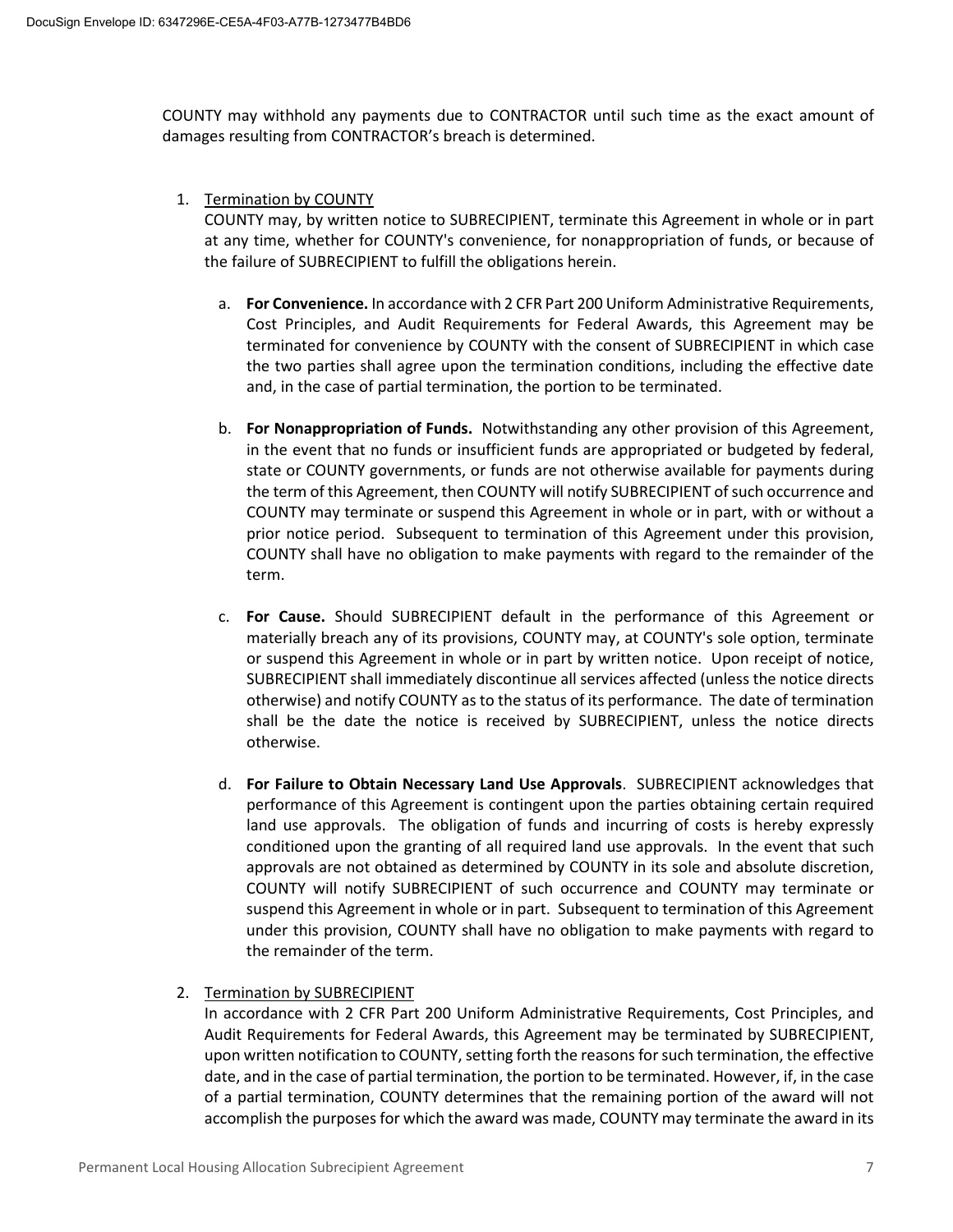COUNTY may withhold any payments due to CONTRACTOR until such time as the exact amount of damages resulting from CONTRACTOR's breach is determined.

1. Termination by COUNTY
   COUNTY may, by written notice to SUBRECIPIENT, terminate this Agreement in whole or in part at any time, whether for COUNTY's convenience, for nonappropriation of funds, or because of the failure of SUBRECIPIENT to fulfill the obligations herein.

   a. **For Convenience.** In accordance with 2 CFR Part 200 Uniform Administrative Requirements, Cost Principles, and Audit Requirements for Federal Awards, this Agreement may be terminated for convenience by COUNTY with the consent of SUBRECIPIENT in which case the two parties shall agree upon the termination conditions, including the effective date and, in the case of partial termination, the portion to be terminated.

   b. **For Nonappropriation of Funds.** Notwithstanding any other provision of this Agreement, in the event that no funds or insufficient funds are appropriated or budgeted by federal, state or COUNTY governments, or funds are not otherwise available for payments during the term of this Agreement, then COUNTY will notify SUBRECIPIENT of such occurrence and COUNTY may terminate or suspend this Agreement in whole or in part, with or without a prior notice period. Subsequent to termination of this Agreement under this provision, COUNTY shall have no obligation to make payments with regard to the remainder of the term.

   c. **For Cause.** Should SUBRECIPIENT default in the performance of this Agreement or materially breach any of its provisions, COUNTY may, at COUNTY's sole option, terminate or suspend this Agreement in whole or in part by written notice. Upon receipt of notice, SUBRECIPIENT shall immediately discontinue all services affected (unless the notice directs otherwise) and notify COUNTY as to the status of its performance. The date of termination shall be the date the notice is received by SUBRECIPIENT, unless the notice directs otherwise.

   d. **For Failure to Obtain Necessary Land Use Approvals**. SUBRECIPIENT acknowledges that performance of this Agreement is contingent upon the parties obtaining certain required land use approvals. The obligation of funds and incurring of costs is hereby expressly conditioned upon the granting of all required land use approvals. In the event that such approvals are not obtained as determined by COUNTY in its sole and absolute discretion, COUNTY will notify SUBRECIPIENT of such occurrence and COUNTY may terminate or suspend this Agreement in whole or in part. Subsequent to termination of this Agreement under this provision, COUNTY shall have no obligation to make payments with regard to the remainder of the term.

2. Termination by SUBRECIPIENT
   In accordance with 2 CFR Part 200 Uniform Administrative Requirements, Cost Principles, and Audit Requirements for Federal Awards, this Agreement may be terminated by SUBRECIPIENT, upon written notification to COUNTY, setting forth the reasons for such termination, the effective date, and in the case of partial termination, the portion to be terminated. However, if, in the case of a partial termination, COUNTY determines that the remaining portion of the award will not accomplish the purposes for which the award was made, COUNTY may terminate the award in its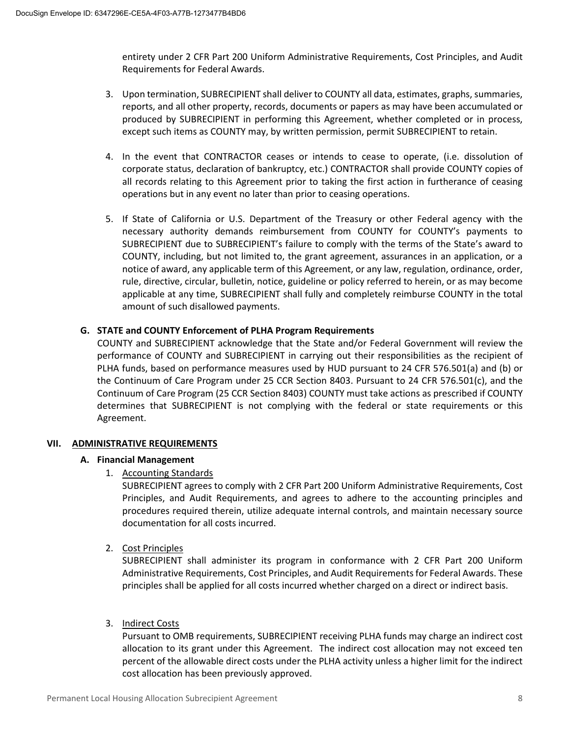entirety under 2 CFR Part 200 Uniform Administrative Requirements, Cost Principles, and Audit Requirements for Federal Awards.

3. Upon termination, SUBRECIPIENT shall deliver to COUNTY all data, estimates, graphs, summaries, reports, and all other property, records, documents or papers as may have been accumulated or produced by SUBRECIPIENT in performing this Agreement, whether completed or in process, except such items as COUNTY may, by written permission, permit SUBRECIPIENT to retain.

4. In the event that CONTRACTOR ceases or intends to cease to operate, (i.e. dissolution of corporate status, declaration of bankruptcy, etc.) CONTRACTOR shall provide COUNTY copies of all records relating to this Agreement prior to taking the first action in furtherance of ceasing operations but in any event no later than prior to ceasing operations.

5. If State of California or U.S. Department of the Treasury or other Federal agency with the necessary authority demands reimbursement from COUNTY for COUNTY's payments to SUBRECIPIENT due to SUBRECIPIENT's failure to comply with the terms of the State's award to COUNTY, including, but not limited to, the grant agreement, assurances in an application, or a notice of award, any applicable term of this Agreement, or any law, regulation, ordinance, order, rule, directive, circular, bulletin, notice, guideline or policy referred to herein, or as may become applicable at any time, SUBRECIPIENT shall fully and completely reimburse COUNTY in the total amount of such disallowed payments.

**G. STATE and COUNTY Enforcement of PLHA Program Requirements**

COUNTY and SUBRECIPIENT acknowledge that the State and/or Federal Government will review the performance of COUNTY and SUBRECIPIENT in carrying out their responsibilities as the recipient of PLHA funds, based on performance measures used by HUD pursuant to 24 CFR 576.501(a) and (b) or the Continuum of Care Program under 25 CCR Section 8403. Pursuant to 24 CFR 576.501(c), and the Continuum of Care Program (25 CCR Section 8403) COUNTY must take actions as prescribed if COUNTY determines that SUBRECIPIENT is not complying with the federal or state requirements or this Agreement.

## VII. ADMINISTRATIVE REQUIREMENTS

**A. Financial Management**

1. Accounting Standards

   SUBRECIPIENT agrees to comply with 2 CFR Part 200 Uniform Administrative Requirements, Cost Principles, and Audit Requirements, and agrees to adhere to the accounting principles and procedures required therein, utilize adequate internal controls, and maintain necessary source documentation for all costs incurred.

2. Cost Principles

   SUBRECIPIENT shall administer its program in conformance with 2 CFR Part 200 Uniform Administrative Requirements, Cost Principles, and Audit Requirements for Federal Awards. These principles shall be applied for all costs incurred whether charged on a direct or indirect basis.

3. Indirect Costs

   Pursuant to OMB requirements, SUBRECIPIENT receiving PLHA funds may charge an indirect cost allocation to its grant under this Agreement. The indirect cost allocation may not exceed ten percent of the allowable direct costs under the PLHA activity unless a higher limit for the indirect cost allocation has been previously approved.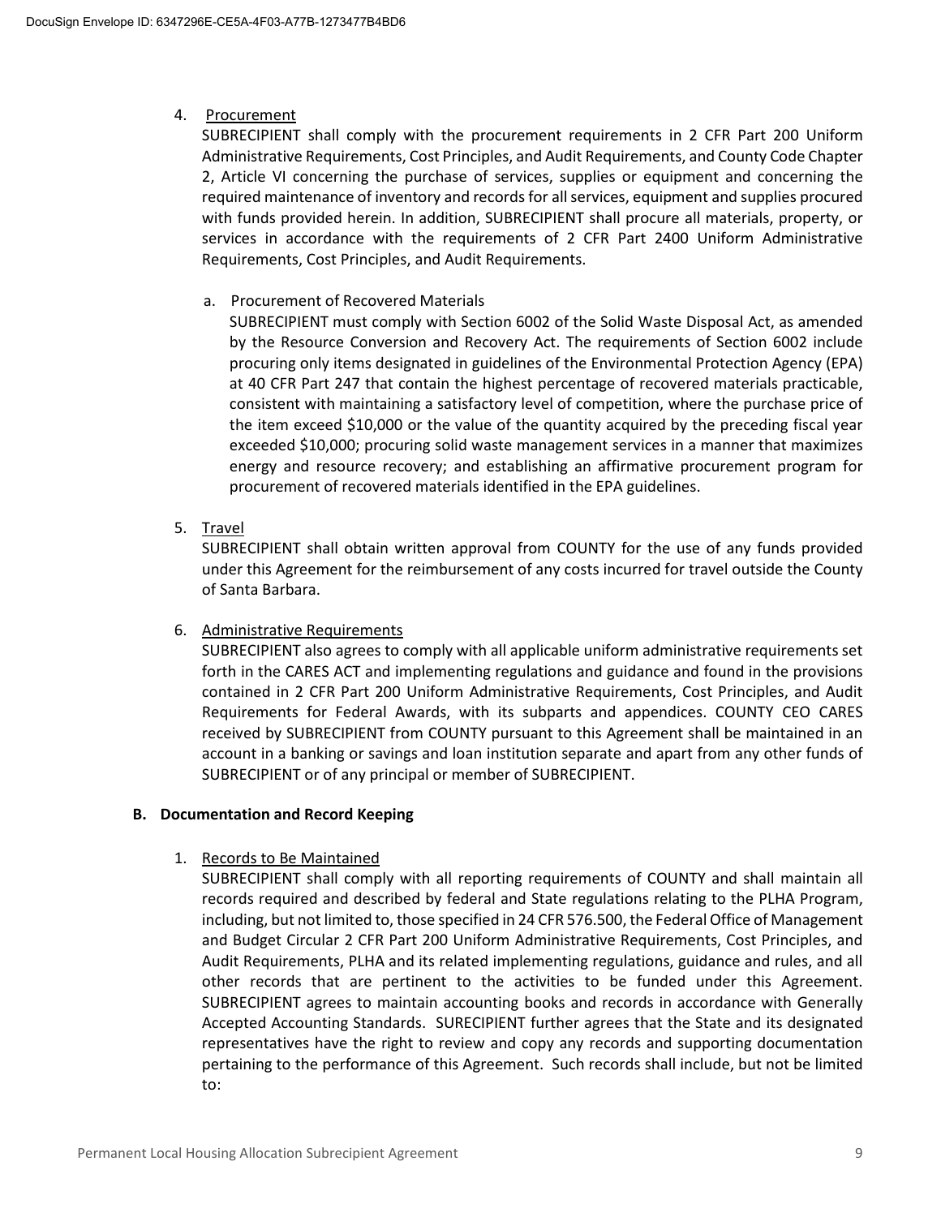4. Procurement

   SUBRECIPIENT shall comply with the procurement requirements in 2 CFR Part 200 Uniform Administrative Requirements, Cost Principles, and Audit Requirements, and County Code Chapter 2, Article VI concerning the purchase of services, supplies or equipment and concerning the required maintenance of inventory and records for all services, equipment and supplies procured with funds provided herein. In addition, SUBRECIPIENT shall procure all materials, property, or services in accordance with the requirements of 2 CFR Part 2400 Uniform Administrative Requirements, Cost Principles, and Audit Requirements.

   a. Procurement of Recovered Materials

      SUBRECIPIENT must comply with Section 6002 of the Solid Waste Disposal Act, as amended by the Resource Conversion and Recovery Act. The requirements of Section 6002 include procuring only items designated in guidelines of the Environmental Protection Agency (EPA) at 40 CFR Part 247 that contain the highest percentage of recovered materials practicable, consistent with maintaining a satisfactory level of competition, where the purchase price of the item exceed $10,000 or the value of the quantity acquired by the preceding fiscal year exceeded $10,000; procuring solid waste management services in a manner that maximizes energy and resource recovery; and establishing an affirmative procurement program for procurement of recovered materials identified in the EPA guidelines.

5. Travel

   SUBRECIPIENT shall obtain written approval from COUNTY for the use of any funds provided under this Agreement for the reimbursement of any costs incurred for travel outside the County of Santa Barbara.

6. Administrative Requirements

   SUBRECIPIENT also agrees to comply with all applicable uniform administrative requirements set forth in the CARES ACT and implementing regulations and guidance and found in the provisions contained in 2 CFR Part 200 Uniform Administrative Requirements, Cost Principles, and Audit Requirements for Federal Awards, with its subparts and appendices. COUNTY CEO CARES received by SUBRECIPIENT from COUNTY pursuant to this Agreement shall be maintained in an account in a banking or savings and loan institution separate and apart from any other funds of SUBRECIPIENT or of any principal or member of SUBRECIPIENT.

**B. Documentation and Record Keeping**

1. Records to Be Maintained

   SUBRECIPIENT shall comply with all reporting requirements of COUNTY and shall maintain all records required and described by federal and State regulations relating to the PLHA Program, including, but not limited to, those specified in 24 CFR 576.500, the Federal Office of Management and Budget Circular 2 CFR Part 200 Uniform Administrative Requirements, Cost Principles, and Audit Requirements, PLHA and its related implementing regulations, guidance and rules, and all other records that are pertinent to the activities to be funded under this Agreement. SUBRECIPIENT agrees to maintain accounting books and records in accordance with Generally Accepted Accounting Standards. SURECIPIENT further agrees that the State and its designated representatives have the right to review and copy any records and supporting documentation pertaining to the performance of this Agreement. Such records shall include, but not be limited to: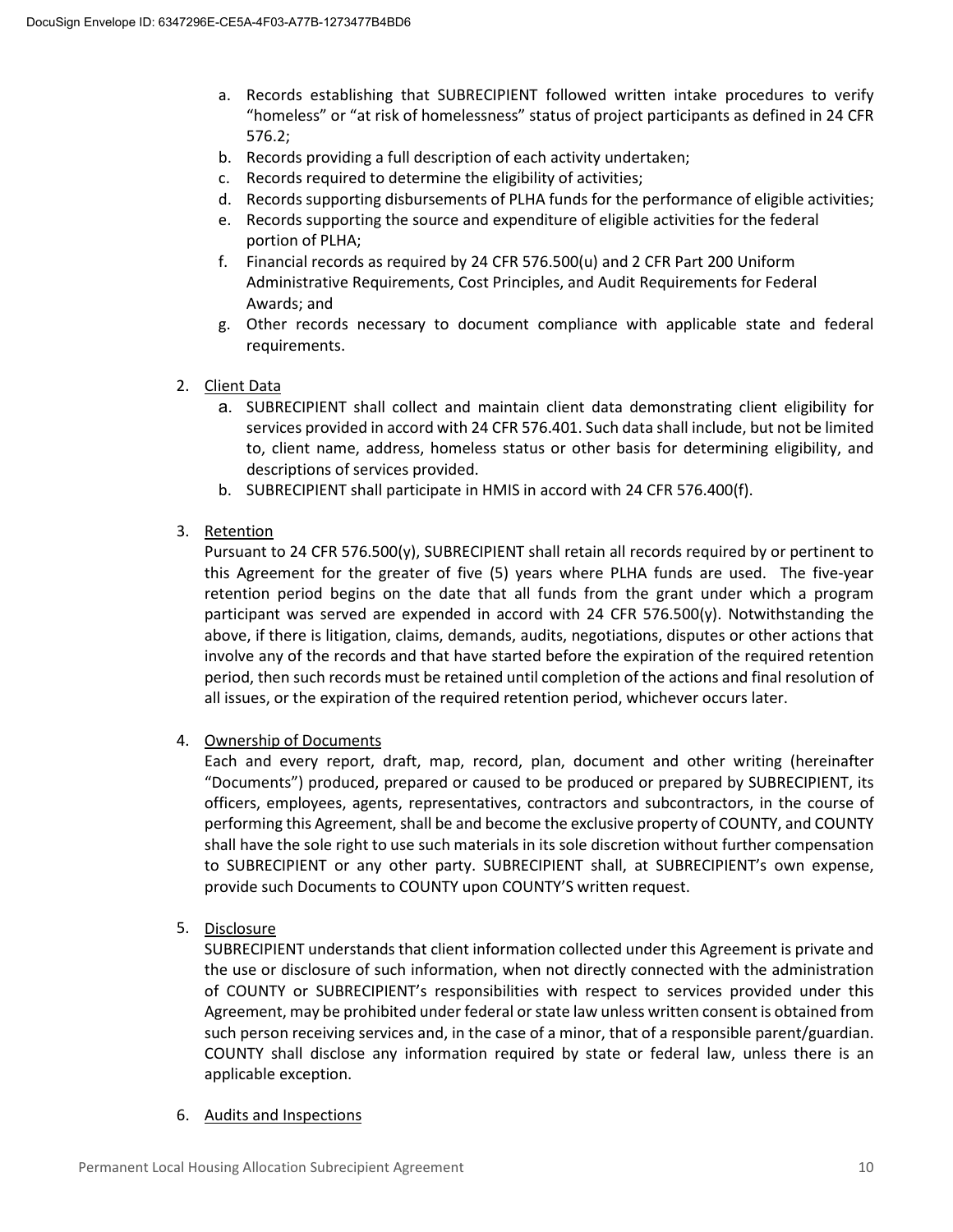a. Records establishing that SUBRECIPIENT followed written intake procedures to verify "homeless" or "at risk of homelessness" status of project participants as defined in 24 CFR 576.2;
b. Records providing a full description of each activity undertaken;
c. Records required to determine the eligibility of activities;
d. Records supporting disbursements of PLHA funds for the performance of eligible activities;
e. Records supporting the source and expenditure of eligible activities for the federal portion of PLHA;
f. Financial records as required by 24 CFR 576.500(u) and 2 CFR Part 200 Uniform Administrative Requirements, Cost Principles, and Audit Requirements for Federal Awards; and
g. Other records necessary to document compliance with applicable state and federal requirements.

2. <u>Client Data</u>
   a. SUBRECIPIENT shall collect and maintain client data demonstrating client eligibility for services provided in accord with 24 CFR 576.401. Such data shall include, but not be limited to, client name, address, homeless status or other basis for determining eligibility, and descriptions of services provided.
   b. SUBRECIPIENT shall participate in HMIS in accord with 24 CFR 576.400(f).

3. <u>Retention</u>
   Pursuant to 24 CFR 576.500(y), SUBRECIPIENT shall retain all records required by or pertinent to this Agreement for the greater of five (5) years where PLHA funds are used. The five-year retention period begins on the date that all funds from the grant under which a program participant was served are expended in accord with 24 CFR 576.500(y). Notwithstanding the above, if there is litigation, claims, demands, audits, negotiations, disputes or other actions that involve any of the records and that have started before the expiration of the required retention period, then such records must be retained until completion of the actions and final resolution of all issues, or the expiration of the required retention period, whichever occurs later.

4. <u>Ownership of Documents</u>
   Each and every report, draft, map, record, plan, document and other writing (hereinafter "Documents") produced, prepared or caused to be produced or prepared by SUBRECIPIENT, its officers, employees, agents, representatives, contractors and subcontractors, in the course of performing this Agreement, shall be and become the exclusive property of COUNTY, and COUNTY shall have the sole right to use such materials in its sole discretion without further compensation to SUBRECIPIENT or any other party. SUBRECIPIENT shall, at SUBRECIPIENT's own expense, provide such Documents to COUNTY upon COUNTY'S written request.

5. <u>Disclosure</u>
   SUBRECIPIENT understands that client information collected under this Agreement is private and the use or disclosure of such information, when not directly connected with the administration of COUNTY or SUBRECIPIENT's responsibilities with respect to services provided under this Agreement, may be prohibited under federal or state law unless written consent is obtained from such person receiving services and, in the case of a minor, that of a responsible parent/guardian. COUNTY shall disclose any information required by state or federal law, unless there is an applicable exception.

6. <u>Audits and Inspections</u>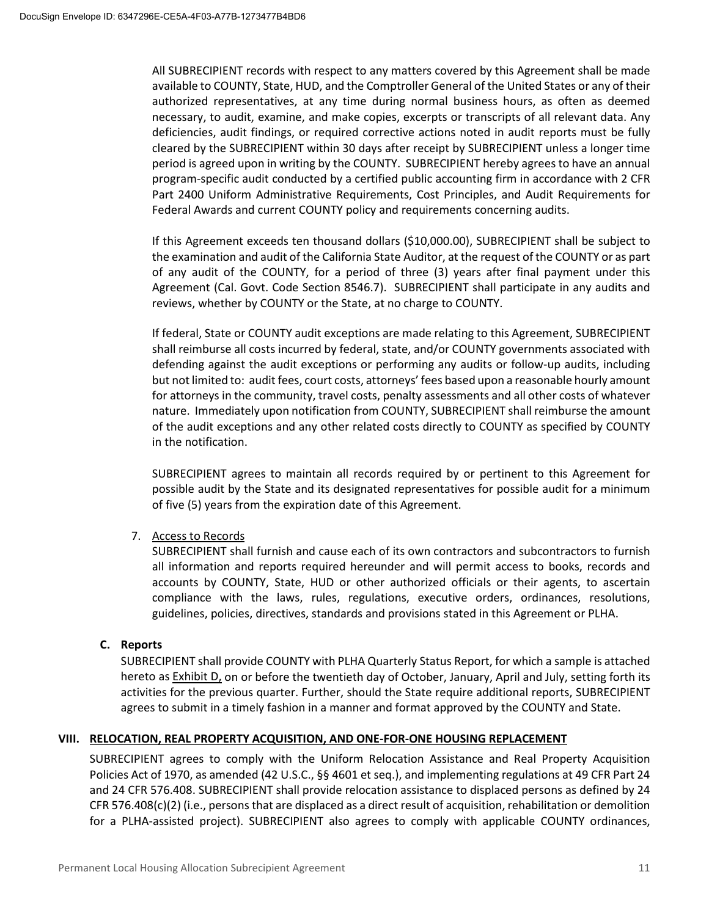All SUBRECIPIENT records with respect to any matters covered by this Agreement shall be made available to COUNTY, State, HUD, and the Comptroller General of the United States or any of their authorized representatives, at any time during normal business hours, as often as deemed necessary, to audit, examine, and make copies, excerpts or transcripts of all relevant data. Any deficiencies, audit findings, or required corrective actions noted in audit reports must be fully cleared by the SUBRECIPIENT within 30 days after receipt by SUBRECIPIENT unless a longer time period is agreed upon in writing by the COUNTY. SUBRECIPIENT hereby agrees to have an annual program-specific audit conducted by a certified public accounting firm in accordance with 2 CFR Part 2400 Uniform Administrative Requirements, Cost Principles, and Audit Requirements for Federal Awards and current COUNTY policy and requirements concerning audits.

If this Agreement exceeds ten thousand dollars ($10,000.00), SUBRECIPIENT shall be subject to the examination and audit of the California State Auditor, at the request of the COUNTY or as part of any audit of the COUNTY, for a period of three (3) years after final payment under this Agreement (Cal. Govt. Code Section 8546.7). SUBRECIPIENT shall participate in any audits and reviews, whether by COUNTY or the State, at no charge to COUNTY.

If federal, State or COUNTY audit exceptions are made relating to this Agreement, SUBRECIPIENT shall reimburse all costs incurred by federal, state, and/or COUNTY governments associated with defending against the audit exceptions or performing any audits or follow-up audits, including but not limited to: audit fees, court costs, attorneys' fees based upon a reasonable hourly amount for attorneys in the community, travel costs, penalty assessments and all other costs of whatever nature. Immediately upon notification from COUNTY, SUBRECIPIENT shall reimburse the amount of the audit exceptions and any other related costs directly to COUNTY as specified by COUNTY in the notification.

SUBRECIPIENT agrees to maintain all records required by or pertinent to this Agreement for possible audit by the State and its designated representatives for possible audit for a minimum of five (5) years from the expiration date of this Agreement.

7. Access to Records

   SUBRECIPIENT shall furnish and cause each of its own contractors and subcontractors to furnish all information and reports required hereunder and will permit access to books, records and accounts by COUNTY, State, HUD or other authorized officials or their agents, to ascertain compliance with the laws, rules, regulations, executive orders, ordinances, resolutions, guidelines, policies, directives, standards and provisions stated in this Agreement or PLHA.

**C. Reports**

SUBRECIPIENT shall provide COUNTY with PLHA Quarterly Status Report, for which a sample is attached hereto as Exhibit D, on or before the twentieth day of October, January, April and July, setting forth its activities for the previous quarter. Further, should the State require additional reports, SUBRECIPIENT agrees to submit in a timely fashion in a manner and format approved by the COUNTY and State.

## VIII. RELOCATION, REAL PROPERTY ACQUISITION, AND ONE-FOR-ONE HOUSING REPLACEMENT

SUBRECIPIENT agrees to comply with the Uniform Relocation Assistance and Real Property Acquisition Policies Act of 1970, as amended (42 U.S.C., §§ 4601 et seq.), and implementing regulations at 49 CFR Part 24 and 24 CFR 576.408. SUBRECIPIENT shall provide relocation assistance to displaced persons as defined by 24 CFR 576.408(c)(2) (i.e., persons that are displaced as a direct result of acquisition, rehabilitation or demolition for a PLHA-assisted project). SUBRECIPIENT also agrees to comply with applicable COUNTY ordinances,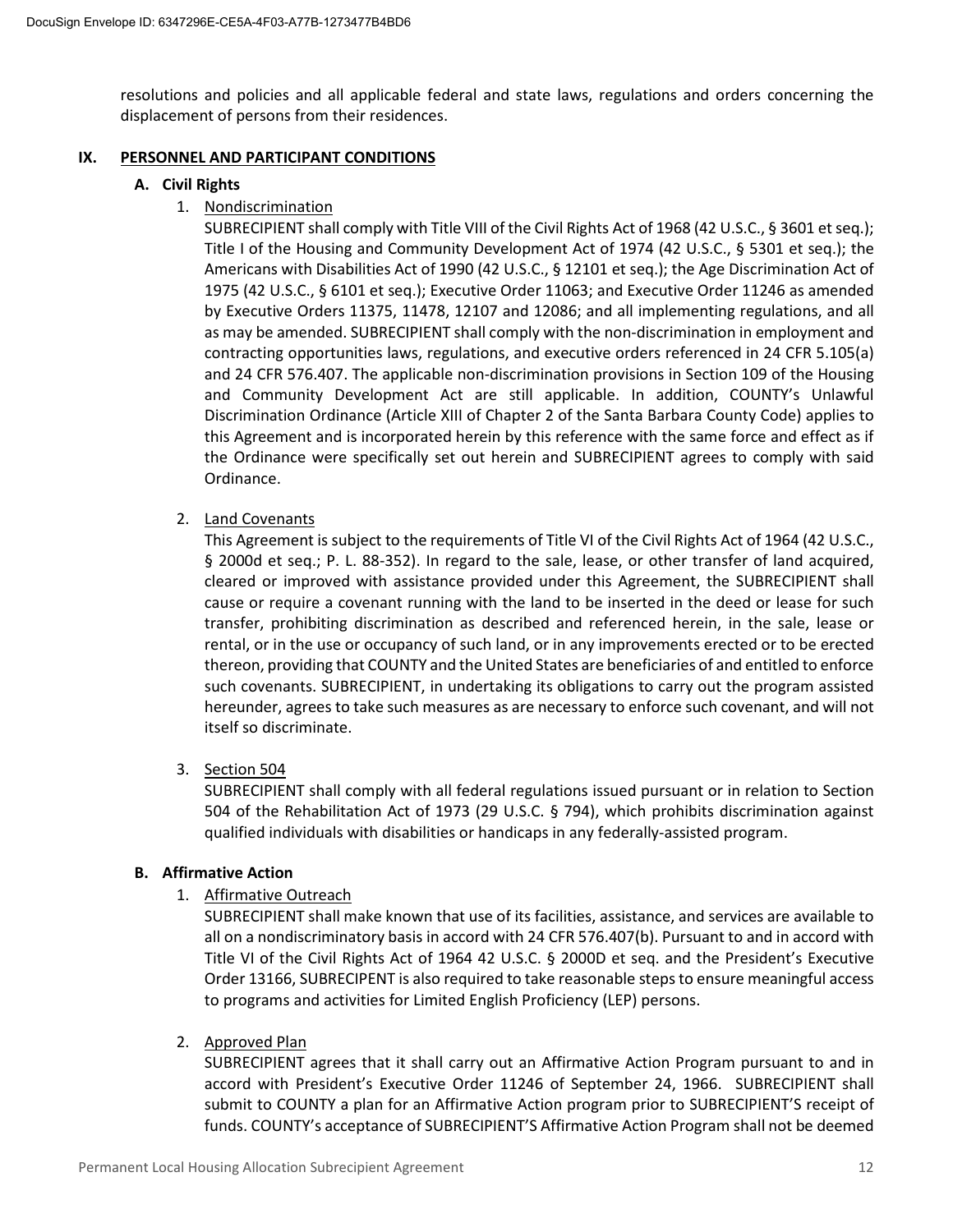resolutions and policies and all applicable federal and state laws, regulations and orders concerning the displacement of persons from their residences.

## IX. PERSONNEL AND PARTICIPANT CONDITIONS

### A. Civil Rights

1. Nondiscrimination

   SUBRECIPIENT shall comply with Title VIII of the Civil Rights Act of 1968 (42 U.S.C., § 3601 et seq.); Title I of the Housing and Community Development Act of 1974 (42 U.S.C., § 5301 et seq.); the Americans with Disabilities Act of 1990 (42 U.S.C., § 12101 et seq.); the Age Discrimination Act of 1975 (42 U.S.C., § 6101 et seq.); Executive Order 11063; and Executive Order 11246 as amended by Executive Orders 11375, 11478, 12107 and 12086; and all implementing regulations, and all as may be amended. SUBRECIPIENT shall comply with the non-discrimination in employment and contracting opportunities laws, regulations, and executive orders referenced in 24 CFR 5.105(a) and 24 CFR 576.407. The applicable non-discrimination provisions in Section 109 of the Housing and Community Development Act are still applicable. In addition, COUNTY's Unlawful Discrimination Ordinance (Article XIII of Chapter 2 of the Santa Barbara County Code) applies to this Agreement and is incorporated herein by this reference with the same force and effect as if the Ordinance were specifically set out herein and SUBRECIPIENT agrees to comply with said Ordinance.

2. Land Covenants

   This Agreement is subject to the requirements of Title VI of the Civil Rights Act of 1964 (42 U.S.C., § 2000d et seq.; P. L. 88-352). In regard to the sale, lease, or other transfer of land acquired, cleared or improved with assistance provided under this Agreement, the SUBRECIPIENT shall cause or require a covenant running with the land to be inserted in the deed or lease for such transfer, prohibiting discrimination as described and referenced herein, in the sale, lease or rental, or in the use or occupancy of such land, or in any improvements erected or to be erected thereon, providing that COUNTY and the United States are beneficiaries of and entitled to enforce such covenants. SUBRECIPIENT, in undertaking its obligations to carry out the program assisted hereunder, agrees to take such measures as are necessary to enforce such covenant, and will not itself so discriminate.

3. Section 504

   SUBRECIPIENT shall comply with all federal regulations issued pursuant or in relation to Section 504 of the Rehabilitation Act of 1973 (29 U.S.C. § 794), which prohibits discrimination against qualified individuals with disabilities or handicaps in any federally-assisted program.

### B. Affirmative Action

1. Affirmative Outreach

   SUBRECIPIENT shall make known that use of its facilities, assistance, and services are available to all on a nondiscriminatory basis in accord with 24 CFR 576.407(b). Pursuant to and in accord with Title VI of the Civil Rights Act of 1964 42 U.S.C. § 2000D et seq. and the President's Executive Order 13166, SUBRECIPENT is also required to take reasonable steps to ensure meaningful access to programs and activities for Limited English Proficiency (LEP) persons.

2. Approved Plan

   SUBRECIPIENT agrees that it shall carry out an Affirmative Action Program pursuant to and in accord with President's Executive Order 11246 of September 24, 1966. SUBRECIPIENT shall submit to COUNTY a plan for an Affirmative Action program prior to SUBRECIPIENT'S receipt of funds. COUNTY's acceptance of SUBRECIPIENT'S Affirmative Action Program shall not be deemed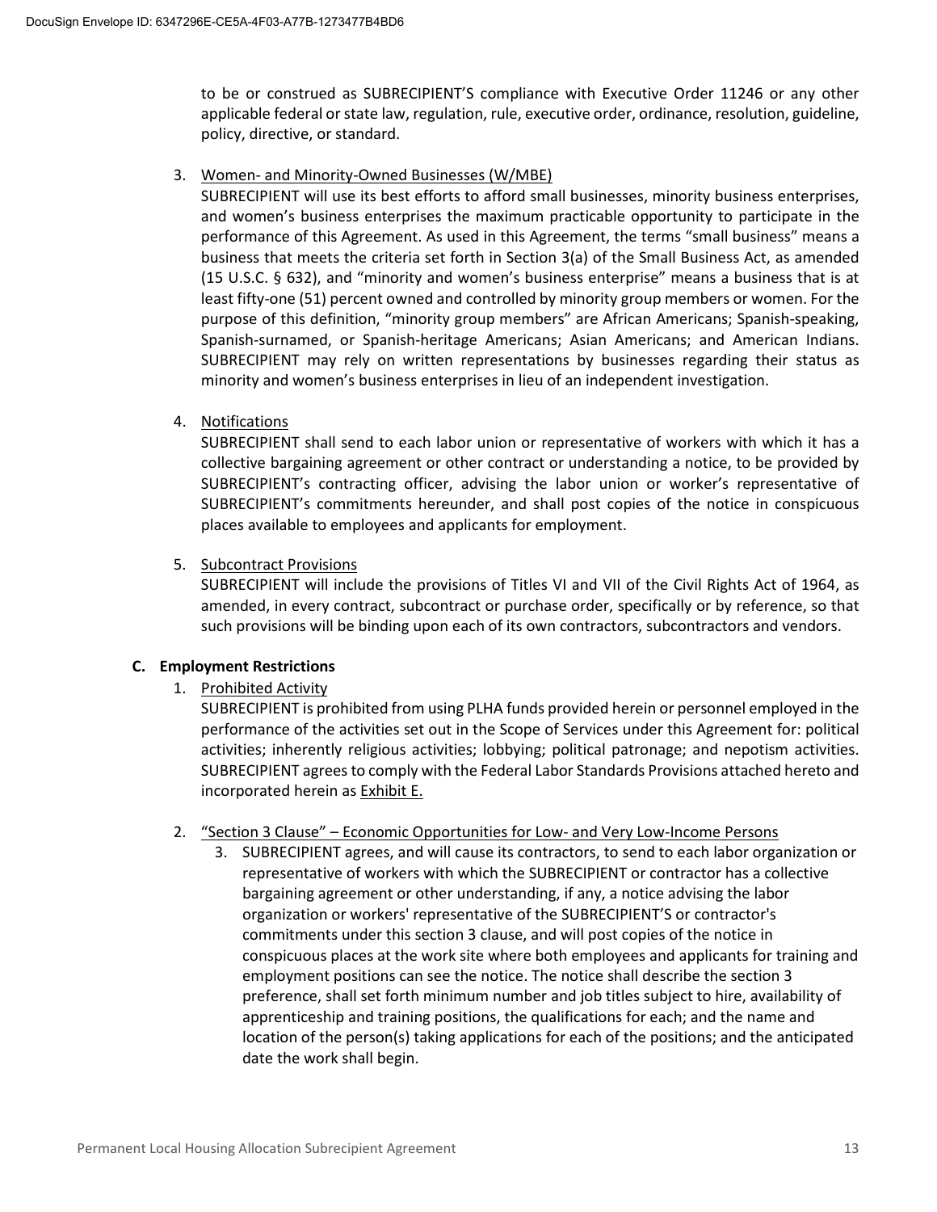to be or construed as SUBRECIPIENT'S compliance with Executive Order 11246 or any other applicable federal or state law, regulation, rule, executive order, ordinance, resolution, guideline, policy, directive, or standard.

3. <u>Women- and Minority-Owned Businesses (W/MBE)</u>
   SUBRECIPIENT will use its best efforts to afford small businesses, minority business enterprises, and women's business enterprises the maximum practicable opportunity to participate in the performance of this Agreement. As used in this Agreement, the terms "small business" means a business that meets the criteria set forth in Section 3(a) of the Small Business Act, as amended (15 U.S.C. § 632), and "minority and women's business enterprise" means a business that is at least fifty-one (51) percent owned and controlled by minority group members or women. For the purpose of this definition, "minority group members" are African Americans; Spanish-speaking, Spanish-surnamed, or Spanish-heritage Americans; Asian Americans; and American Indians. SUBRECIPIENT may rely on written representations by businesses regarding their status as minority and women's business enterprises in lieu of an independent investigation.

4. <u>Notifications</u>
   SUBRECIPIENT shall send to each labor union or representative of workers with which it has a collective bargaining agreement or other contract or understanding a notice, to be provided by SUBRECIPIENT's contracting officer, advising the labor union or worker's representative of SUBRECIPIENT's commitments hereunder, and shall post copies of the notice in conspicuous places available to employees and applicants for employment.

5. <u>Subcontract Provisions</u>
   SUBRECIPIENT will include the provisions of Titles VI and VII of the Civil Rights Act of 1964, as amended, in every contract, subcontract or purchase order, specifically or by reference, so that such provisions will be binding upon each of its own contractors, subcontractors and vendors.

**C. Employment Restrictions**

1. <u>Prohibited Activity</u>
   SUBRECIPIENT is prohibited from using PLHA funds provided herein or personnel employed in the performance of the activities set out in the Scope of Services under this Agreement for: political activities; inherently religious activities; lobbying; political patronage; and nepotism activities. SUBRECIPIENT agrees to comply with the Federal Labor Standards Provisions attached hereto and incorporated herein as <u>Exhibit E.</u>

2. <u>"Section 3 Clause" – Economic Opportunities for Low- and Very Low-Income Persons</u>
   3. SUBRECIPIENT agrees, and will cause its contractors, to send to each labor organization or representative of workers with which the SUBRECIPIENT or contractor has a collective bargaining agreement or other understanding, if any, a notice advising the labor organization or workers' representative of the SUBRECIPIENT'S or contractor's commitments under this section 3 clause, and will post copies of the notice in conspicuous places at the work site where both employees and applicants for training and employment positions can see the notice. The notice shall describe the section 3 preference, shall set forth minimum number and job titles subject to hire, availability of apprenticeship and training positions, the qualifications for each; and the name and location of the person(s) taking applications for each of the positions; and the anticipated date the work shall begin.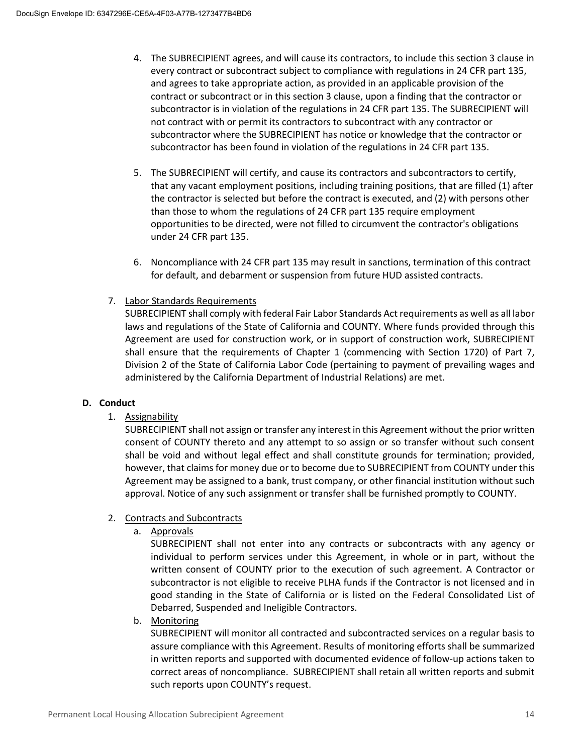4. The SUBRECIPIENT agrees, and will cause its contractors, to include this section 3 clause in every contract or subcontract subject to compliance with regulations in 24 CFR part 135, and agrees to take appropriate action, as provided in an applicable provision of the contract or subcontract or in this section 3 clause, upon a finding that the contractor or subcontractor is in violation of the regulations in 24 CFR part 135. The SUBRECIPIENT will not contract with or permit its contractors to subcontract with any contractor or subcontractor where the SUBRECIPIENT has notice or knowledge that the contractor or subcontractor has been found in violation of the regulations in 24 CFR part 135.

5. The SUBRECIPIENT will certify, and cause its contractors and subcontractors to certify, that any vacant employment positions, including training positions, that are filled (1) after the contractor is selected but before the contract is executed, and (2) with persons other than those to whom the regulations of 24 CFR part 135 require employment opportunities to be directed, were not filled to circumvent the contractor's obligations under 24 CFR part 135.

6. Noncompliance with 24 CFR part 135 may result in sanctions, termination of this contract for default, and debarment or suspension from future HUD assisted contracts.

7. <u>Labor Standards Requirements</u>
SUBRECIPIENT shall comply with federal Fair Labor Standards Act requirements as well as all labor laws and regulations of the State of California and COUNTY. Where funds provided through this Agreement are used for construction work, or in support of construction work, SUBRECIPIENT shall ensure that the requirements of Chapter 1 (commencing with Section 1720) of Part 7, Division 2 of the State of California Labor Code (pertaining to payment of prevailing wages and administered by the California Department of Industrial Relations) are met.

**D. Conduct**

1. <u>Assignability</u>
SUBRECIPIENT shall not assign or transfer any interest in this Agreement without the prior written consent of COUNTY thereto and any attempt to so assign or so transfer without such consent shall be void and without legal effect and shall constitute grounds for termination; provided, however, that claims for money due or to become due to SUBRECIPIENT from COUNTY under this Agreement may be assigned to a bank, trust company, or other financial institution without such approval. Notice of any such assignment or transfer shall be furnished promptly to COUNTY.

2. <u>Contracts and Subcontracts</u>
   a. <u>Approvals</u>
   SUBRECIPIENT shall not enter into any contracts or subcontracts with any agency or individual to perform services under this Agreement, in whole or in part, without the written consent of COUNTY prior to the execution of such agreement. A Contractor or subcontractor is not eligible to receive PLHA funds if the Contractor is not licensed and in good standing in the State of California or is listed on the Federal Consolidated List of Debarred, Suspended and Ineligible Contractors.
   b. <u>Monitoring</u>
   SUBRECIPIENT will monitor all contracted and subcontracted services on a regular basis to assure compliance with this Agreement. Results of monitoring efforts shall be summarized in written reports and supported with documented evidence of follow-up actions taken to correct areas of noncompliance. SUBRECIPIENT shall retain all written reports and submit such reports upon COUNTY's request.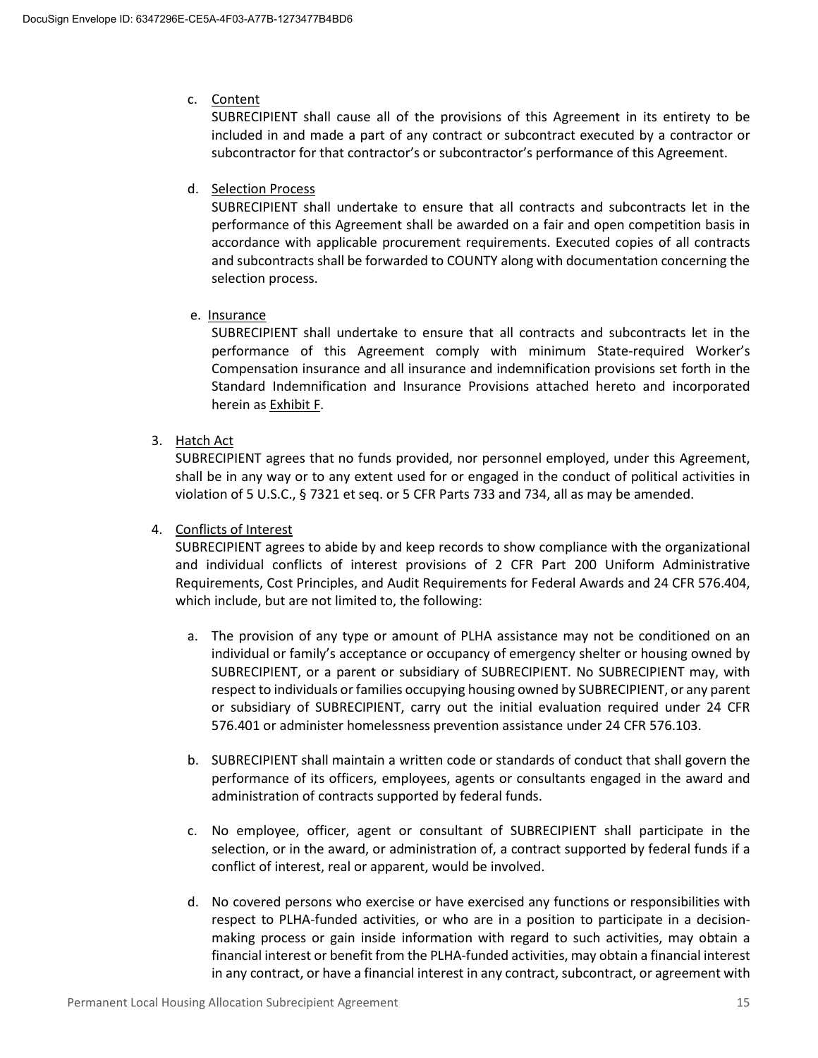c. <u>Content</u>
   SUBRECIPIENT shall cause all of the provisions of this Agreement in its entirety to be included in and made a part of any contract or subcontract executed by a contractor or subcontractor for that contractor's or subcontractor's performance of this Agreement.

d. <u>Selection Process</u>
   SUBRECIPIENT shall undertake to ensure that all contracts and subcontracts let in the performance of this Agreement shall be awarded on a fair and open competition basis in accordance with applicable procurement requirements. Executed copies of all contracts and subcontracts shall be forwarded to COUNTY along with documentation concerning the selection process.

e. <u>Insurance</u>
   SUBRECIPIENT shall undertake to ensure that all contracts and subcontracts let in the performance of this Agreement comply with minimum State-required Worker's Compensation insurance and all insurance and indemnification provisions set forth in the Standard Indemnification and Insurance Provisions attached hereto and incorporated herein as <u>Exhibit F</u>.

3. <u>Hatch Act</u>
   SUBRECIPIENT agrees that no funds provided, nor personnel employed, under this Agreement, shall be in any way or to any extent used for or engaged in the conduct of political activities in violation of 5 U.S.C., § 7321 et seq. or 5 CFR Parts 733 and 734, all as may be amended.

4. <u>Conflicts of Interest</u>
   SUBRECIPIENT agrees to abide by and keep records to show compliance with the organizational and individual conflicts of interest provisions of 2 CFR Part 200 Uniform Administrative Requirements, Cost Principles, and Audit Requirements for Federal Awards and 24 CFR 576.404, which include, but are not limited to, the following:

   a. The provision of any type or amount of PLHA assistance may not be conditioned on an individual or family's acceptance or occupancy of emergency shelter or housing owned by SUBRECIPIENT, or a parent or subsidiary of SUBRECIPIENT. No SUBRECIPIENT may, with respect to individuals or families occupying housing owned by SUBRECIPIENT, or any parent or subsidiary of SUBRECIPIENT, carry out the initial evaluation required under 24 CFR 576.401 or administer homelessness prevention assistance under 24 CFR 576.103.

   b. SUBRECIPIENT shall maintain a written code or standards of conduct that shall govern the performance of its officers, employees, agents or consultants engaged in the award and administration of contracts supported by federal funds.

   c. No employee, officer, agent or consultant of SUBRECIPIENT shall participate in the selection, or in the award, or administration of, a contract supported by federal funds if a conflict of interest, real or apparent, would be involved.

   d. No covered persons who exercise or have exercised any functions or responsibilities with respect to PLHA-funded activities, or who are in a position to participate in a decision-making process or gain inside information with regard to such activities, may obtain a financial interest or benefit from the PLHA-funded activities, may obtain a financial interest in any contract, or have a financial interest in any contract, subcontract, or agreement with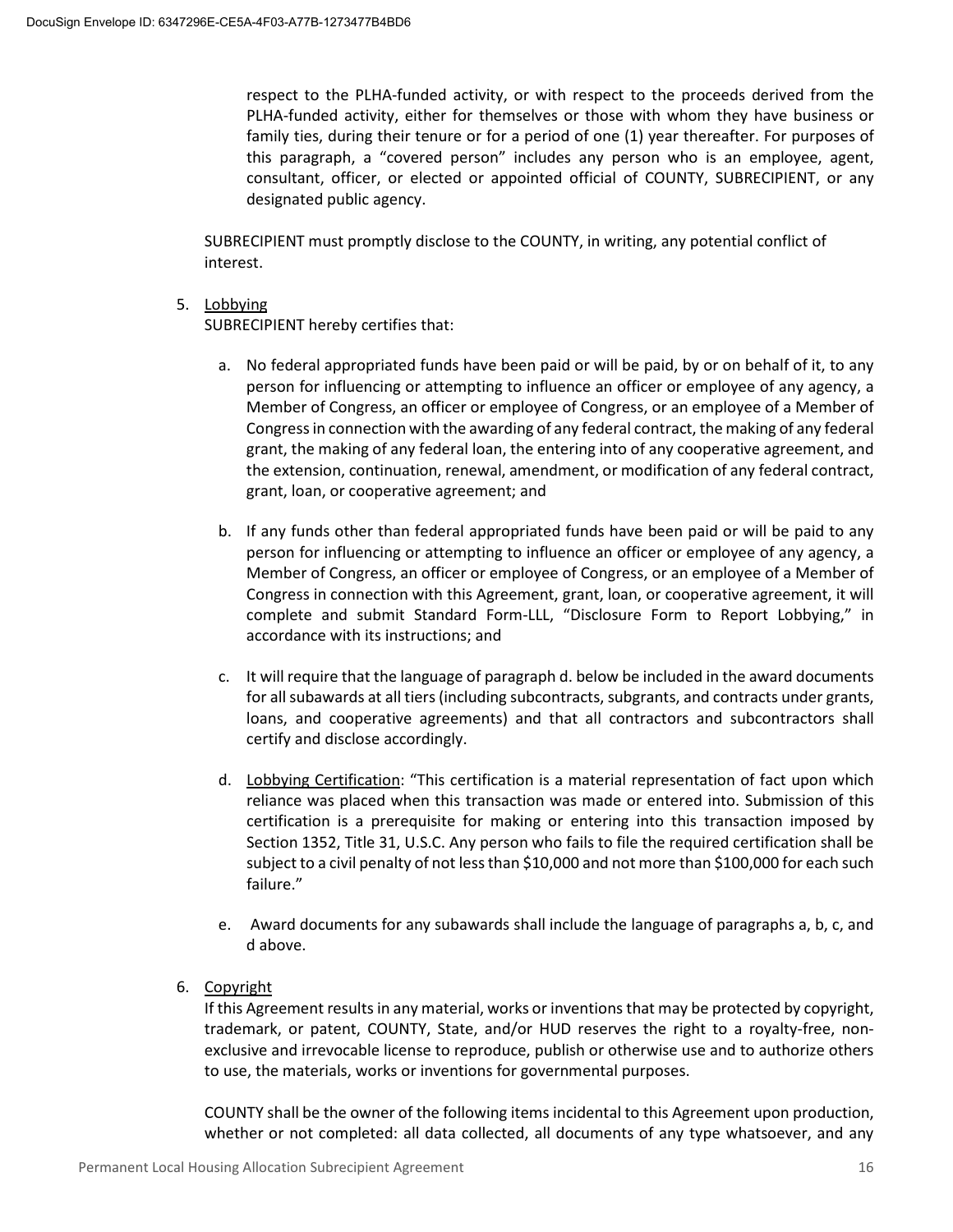respect to the PLHA-funded activity, or with respect to the proceeds derived from the PLHA-funded activity, either for themselves or those with whom they have business or family ties, during their tenure or for a period of one (1) year thereafter. For purposes of this paragraph, a "covered person" includes any person who is an employee, agent, consultant, officer, or elected or appointed official of COUNTY, SUBRECIPIENT, or any designated public agency.

SUBRECIPIENT must promptly disclose to the COUNTY, in writing, any potential conflict of interest.

5. Lobbying

   SUBRECIPIENT hereby certifies that:

   a. No federal appropriated funds have been paid or will be paid, by or on behalf of it, to any person for influencing or attempting to influence an officer or employee of any agency, a Member of Congress, an officer or employee of Congress, or an employee of a Member of Congress in connection with the awarding of any federal contract, the making of any federal grant, the making of any federal loan, the entering into of any cooperative agreement, and the extension, continuation, renewal, amendment, or modification of any federal contract, grant, loan, or cooperative agreement; and

   b. If any funds other than federal appropriated funds have been paid or will be paid to any person for influencing or attempting to influence an officer or employee of any agency, a Member of Congress, an officer or employee of Congress, or an employee of a Member of Congress in connection with this Agreement, grant, loan, or cooperative agreement, it will complete and submit Standard Form-LLL, "Disclosure Form to Report Lobbying," in accordance with its instructions; and

   c. It will require that the language of paragraph d. below be included in the award documents for all subawards at all tiers (including subcontracts, subgrants, and contracts under grants, loans, and cooperative agreements) and that all contractors and subcontractors shall certify and disclose accordingly.

   d. Lobbying Certification: "This certification is a material representation of fact upon which reliance was placed when this transaction was made or entered into. Submission of this certification is a prerequisite for making or entering into this transaction imposed by Section 1352, Title 31, U.S.C. Any person who fails to file the required certification shall be subject to a civil penalty of not less than $10,000 and not more than $100,000 for each such failure."

   e. Award documents for any subawards shall include the language of paragraphs a, b, c, and d above.

6. Copyright

   If this Agreement results in any material, works or inventions that may be protected by copyright, trademark, or patent, COUNTY, State, and/or HUD reserves the right to a royalty-free, non-exclusive and irrevocable license to reproduce, publish or otherwise use and to authorize others to use, the materials, works or inventions for governmental purposes.

   COUNTY shall be the owner of the following items incidental to this Agreement upon production, whether or not completed: all data collected, all documents of any type whatsoever, and any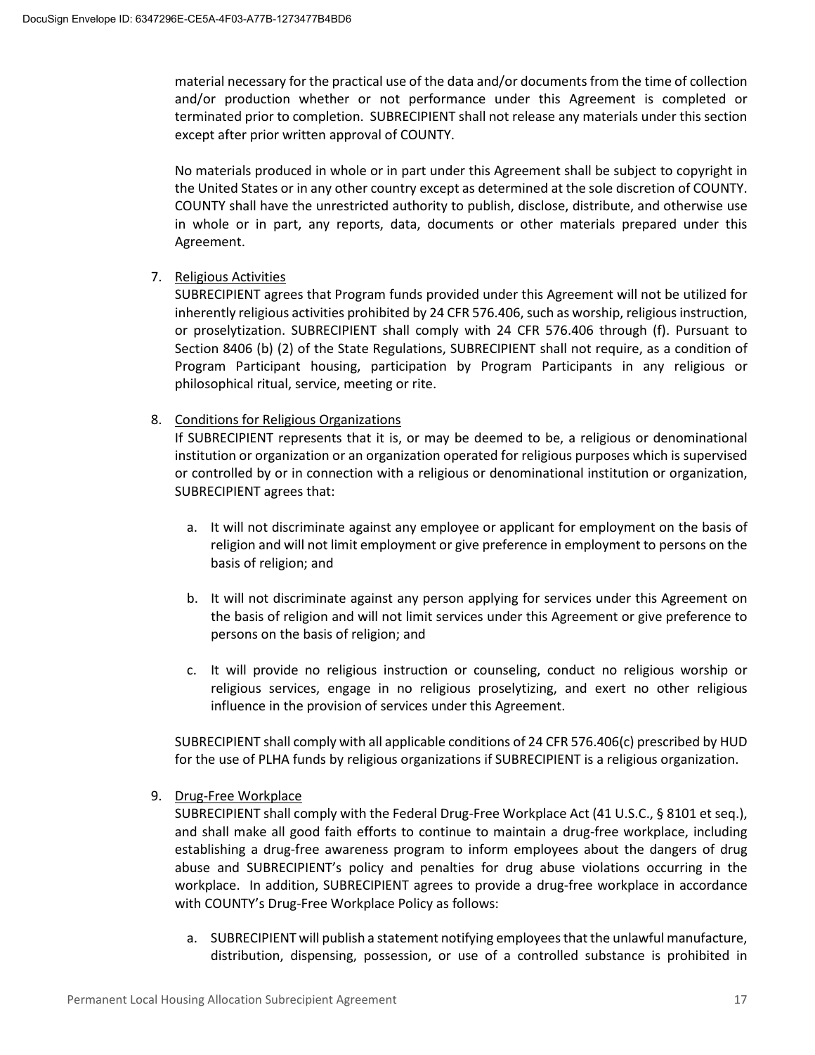material necessary for the practical use of the data and/or documents from the time of collection and/or production whether or not performance under this Agreement is completed or terminated prior to completion. SUBRECIPIENT shall not release any materials under this section except after prior written approval of COUNTY.

No materials produced in whole or in part under this Agreement shall be subject to copyright in the United States or in any other country except as determined at the sole discretion of COUNTY. COUNTY shall have the unrestricted authority to publish, disclose, distribute, and otherwise use in whole or in part, any reports, data, documents or other materials prepared under this Agreement.

7. Religious Activities
SUBRECIPIENT agrees that Program funds provided under this Agreement will not be utilized for inherently religious activities prohibited by 24 CFR 576.406, such as worship, religious instruction, or proselytization. SUBRECIPIENT shall comply with 24 CFR 576.406 through (f). Pursuant to Section 8406 (b) (2) of the State Regulations, SUBRECIPIENT shall not require, as a condition of Program Participant housing, participation by Program Participants in any religious or philosophical ritual, service, meeting or rite.

8. Conditions for Religious Organizations
If SUBRECIPIENT represents that it is, or may be deemed to be, a religious or denominational institution or organization or an organization operated for religious purposes which is supervised or controlled by or in connection with a religious or denominational institution or organization, SUBRECIPIENT agrees that:

   a. It will not discriminate against any employee or applicant for employment on the basis of religion and will not limit employment or give preference in employment to persons on the basis of religion; and

   b. It will not discriminate against any person applying for services under this Agreement on the basis of religion and will not limit services under this Agreement or give preference to persons on the basis of religion; and

   c. It will provide no religious instruction or counseling, conduct no religious worship or religious services, engage in no religious proselytizing, and exert no other religious influence in the provision of services under this Agreement.

SUBRECIPIENT shall comply with all applicable conditions of 24 CFR 576.406(c) prescribed by HUD for the use of PLHA funds by religious organizations if SUBRECIPIENT is a religious organization.

9. Drug-Free Workplace
SUBRECIPIENT shall comply with the Federal Drug-Free Workplace Act (41 U.S.C., § 8101 et seq.), and shall make all good faith efforts to continue to maintain a drug-free workplace, including establishing a drug-free awareness program to inform employees about the dangers of drug abuse and SUBRECIPIENT's policy and penalties for drug abuse violations occurring in the workplace. In addition, SUBRECIPIENT agrees to provide a drug-free workplace in accordance with COUNTY's Drug-Free Workplace Policy as follows:

   a. SUBRECIPIENT will publish a statement notifying employees that the unlawful manufacture, distribution, dispensing, possession, or use of a controlled substance is prohibited in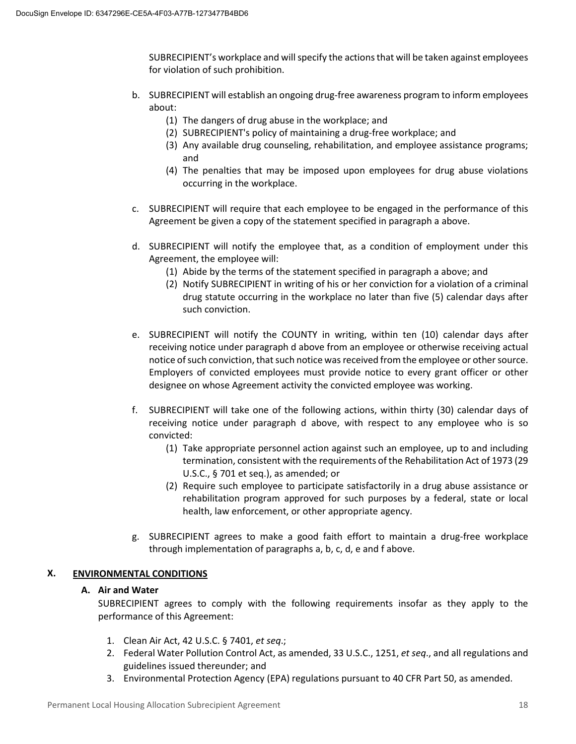SUBRECIPIENT's workplace and will specify the actions that will be taken against employees for violation of such prohibition.

b. SUBRECIPIENT will establish an ongoing drug-free awareness program to inform employees about:
   (1) The dangers of drug abuse in the workplace; and
   (2) SUBRECIPIENT's policy of maintaining a drug-free workplace; and
   (3) Any available drug counseling, rehabilitation, and employee assistance programs; and
   (4) The penalties that may be imposed upon employees for drug abuse violations occurring in the workplace.

c. SUBRECIPIENT will require that each employee to be engaged in the performance of this Agreement be given a copy of the statement specified in paragraph a above.

d. SUBRECIPIENT will notify the employee that, as a condition of employment under this Agreement, the employee will:
   (1) Abide by the terms of the statement specified in paragraph a above; and
   (2) Notify SUBRECIPIENT in writing of his or her conviction for a violation of a criminal drug statute occurring in the workplace no later than five (5) calendar days after such conviction.

e. SUBRECIPIENT will notify the COUNTY in writing, within ten (10) calendar days after receiving notice under paragraph d above from an employee or otherwise receiving actual notice of such conviction, that such notice was received from the employee or other source. Employers of convicted employees must provide notice to every grant officer or other designee on whose Agreement activity the convicted employee was working.

f. SUBRECIPIENT will take one of the following actions, within thirty (30) calendar days of receiving notice under paragraph d above, with respect to any employee who is so convicted:
   (1) Take appropriate personnel action against such an employee, up to and including termination, consistent with the requirements of the Rehabilitation Act of 1973 (29 U.S.C., § 701 et seq.), as amended; or
   (2) Require such employee to participate satisfactorily in a drug abuse assistance or rehabilitation program approved for such purposes by a federal, state or local health, law enforcement, or other appropriate agency.

g. SUBRECIPIENT agrees to make a good faith effort to maintain a drug-free workplace through implementation of paragraphs a, b, c, d, e and f above.

## X. ENVIRONMENTAL CONDITIONS

### A. Air and Water

SUBRECIPIENT agrees to comply with the following requirements insofar as they apply to the performance of this Agreement:

1. Clean Air Act, 42 U.S.C. § 7401, *et seq*.;
2. Federal Water Pollution Control Act, as amended, 33 U.S.C., 1251, *et seq*., and all regulations and guidelines issued thereunder; and
3. Environmental Protection Agency (EPA) regulations pursuant to 40 CFR Part 50, as amended.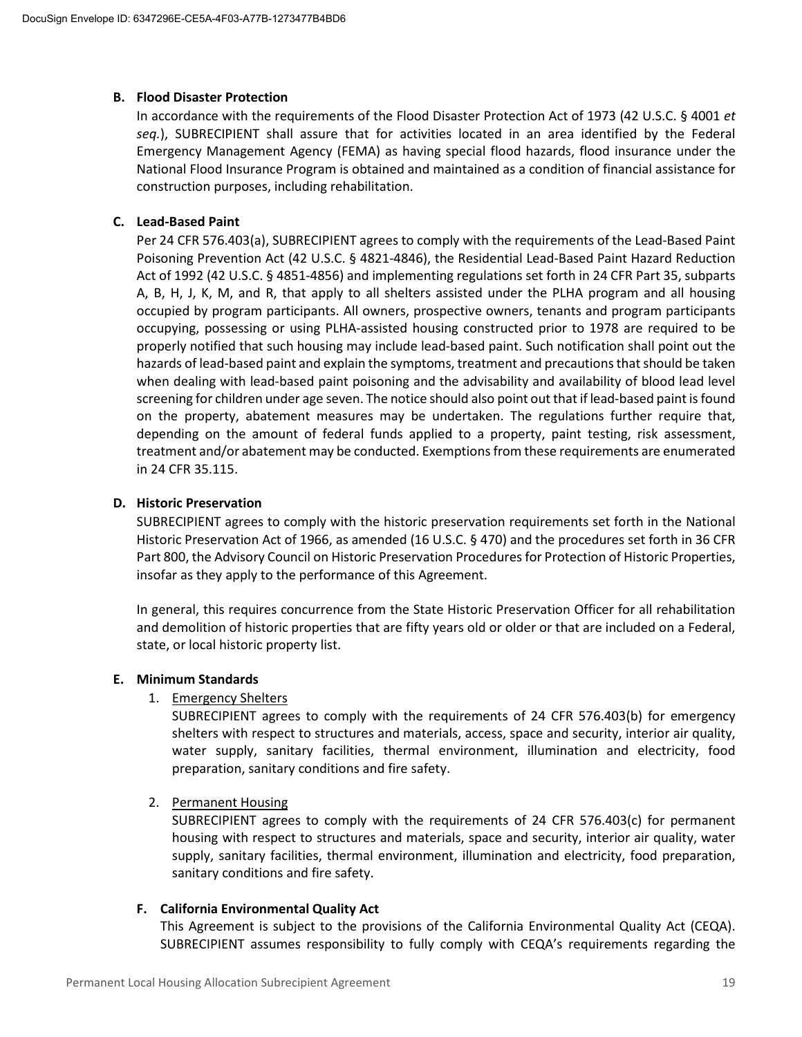**B. Flood Disaster Protection**

In accordance with the requirements of the Flood Disaster Protection Act of 1973 (42 U.S.C. § 4001 *et seq.*), SUBRECIPIENT shall assure that for activities located in an area identified by the Federal Emergency Management Agency (FEMA) as having special flood hazards, flood insurance under the National Flood Insurance Program is obtained and maintained as a condition of financial assistance for construction purposes, including rehabilitation.

**C. Lead-Based Paint**

Per 24 CFR 576.403(a), SUBRECIPIENT agrees to comply with the requirements of the Lead-Based Paint Poisoning Prevention Act (42 U.S.C. § 4821-4846), the Residential Lead-Based Paint Hazard Reduction Act of 1992 (42 U.S.C. § 4851-4856) and implementing regulations set forth in 24 CFR Part 35, subparts A, B, H, J, K, M, and R, that apply to all shelters assisted under the PLHA program and all housing occupied by program participants. All owners, prospective owners, tenants and program participants occupying, possessing or using PLHA-assisted housing constructed prior to 1978 are required to be properly notified that such housing may include lead-based paint. Such notification shall point out the hazards of lead-based paint and explain the symptoms, treatment and precautions that should be taken when dealing with lead-based paint poisoning and the advisability and availability of blood lead level screening for children under age seven. The notice should also point out that if lead-based paint is found on the property, abatement measures may be undertaken. The regulations further require that, depending on the amount of federal funds applied to a property, paint testing, risk assessment, treatment and/or abatement may be conducted. Exemptions from these requirements are enumerated in 24 CFR 35.115.

**D. Historic Preservation**

SUBRECIPIENT agrees to comply with the historic preservation requirements set forth in the National Historic Preservation Act of 1966, as amended (16 U.S.C. § 470) and the procedures set forth in 36 CFR Part 800, the Advisory Council on Historic Preservation Procedures for Protection of Historic Properties, insofar as they apply to the performance of this Agreement.

In general, this requires concurrence from the State Historic Preservation Officer for all rehabilitation and demolition of historic properties that are fifty years old or older or that are included on a Federal, state, or local historic property list.

**E. Minimum Standards**

1. Emergency Shelters

   SUBRECIPIENT agrees to comply with the requirements of 24 CFR 576.403(b) for emergency shelters with respect to structures and materials, access, space and security, interior air quality, water supply, sanitary facilities, thermal environment, illumination and electricity, food preparation, sanitary conditions and fire safety.

2. Permanent Housing

   SUBRECIPIENT agrees to comply with the requirements of 24 CFR 576.403(c) for permanent housing with respect to structures and materials, space and security, interior air quality, water supply, sanitary facilities, thermal environment, illumination and electricity, food preparation, sanitary conditions and fire safety.

**F. California Environmental Quality Act**

This Agreement is subject to the provisions of the California Environmental Quality Act (CEQA). SUBRECIPIENT assumes responsibility to fully comply with CEQA's requirements regarding the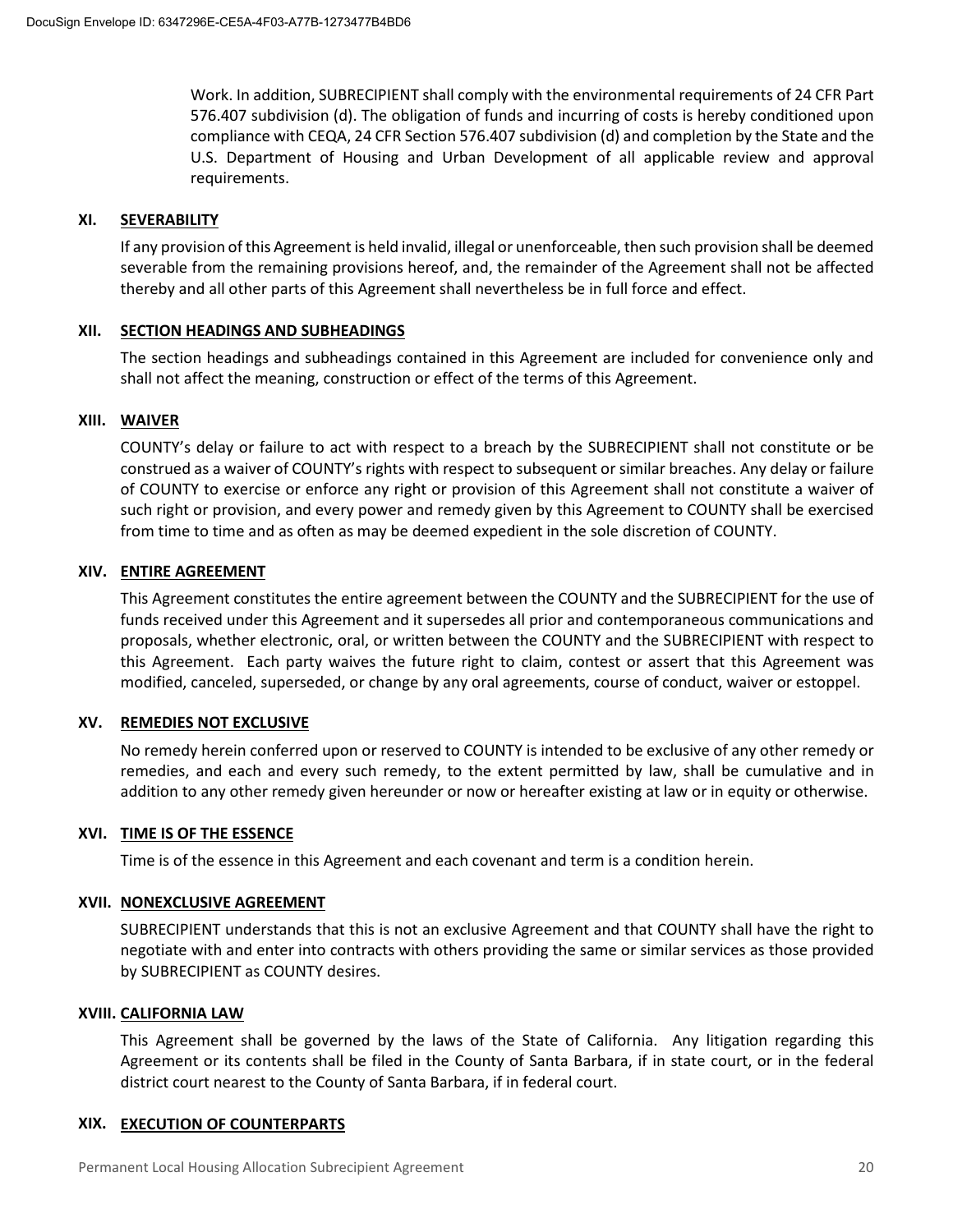Work. In addition, SUBRECIPIENT shall comply with the environmental requirements of 24 CFR Part 576.407 subdivision (d). The obligation of funds and incurring of costs is hereby conditioned upon compliance with CEQA, 24 CFR Section 576.407 subdivision (d) and completion by the State and the U.S. Department of Housing and Urban Development of all applicable review and approval requirements.

## XI. SEVERABILITY

If any provision of this Agreement is held invalid, illegal or unenforceable, then such provision shall be deemed severable from the remaining provisions hereof, and, the remainder of the Agreement shall not be affected thereby and all other parts of this Agreement shall nevertheless be in full force and effect.

## XII. SECTION HEADINGS AND SUBHEADINGS

The section headings and subheadings contained in this Agreement are included for convenience only and shall not affect the meaning, construction or effect of the terms of this Agreement.

## XIII. WAIVER

COUNTY's delay or failure to act with respect to a breach by the SUBRECIPIENT shall not constitute or be construed as a waiver of COUNTY's rights with respect to subsequent or similar breaches. Any delay or failure of COUNTY to exercise or enforce any right or provision of this Agreement shall not constitute a waiver of such right or provision, and every power and remedy given by this Agreement to COUNTY shall be exercised from time to time and as often as may be deemed expedient in the sole discretion of COUNTY.

## XIV. ENTIRE AGREEMENT

This Agreement constitutes the entire agreement between the COUNTY and the SUBRECIPIENT for the use of funds received under this Agreement and it supersedes all prior and contemporaneous communications and proposals, whether electronic, oral, or written between the COUNTY and the SUBRECIPIENT with respect to this Agreement. Each party waives the future right to claim, contest or assert that this Agreement was modified, canceled, superseded, or change by any oral agreements, course of conduct, waiver or estoppel.

## XV. REMEDIES NOT EXCLUSIVE

No remedy herein conferred upon or reserved to COUNTY is intended to be exclusive of any other remedy or remedies, and each and every such remedy, to the extent permitted by law, shall be cumulative and in addition to any other remedy given hereunder or now or hereafter existing at law or in equity or otherwise.

## XVI. TIME IS OF THE ESSENCE

Time is of the essence in this Agreement and each covenant and term is a condition herein.

## XVII. NONEXCLUSIVE AGREEMENT

SUBRECIPIENT understands that this is not an exclusive Agreement and that COUNTY shall have the right to negotiate with and enter into contracts with others providing the same or similar services as those provided by SUBRECIPIENT as COUNTY desires.

## XVIII. CALIFORNIA LAW

This Agreement shall be governed by the laws of the State of California. Any litigation regarding this Agreement or its contents shall be filed in the County of Santa Barbara, if in state court, or in the federal district court nearest to the County of Santa Barbara, if in federal court.

## XIX. EXECUTION OF COUNTERPARTS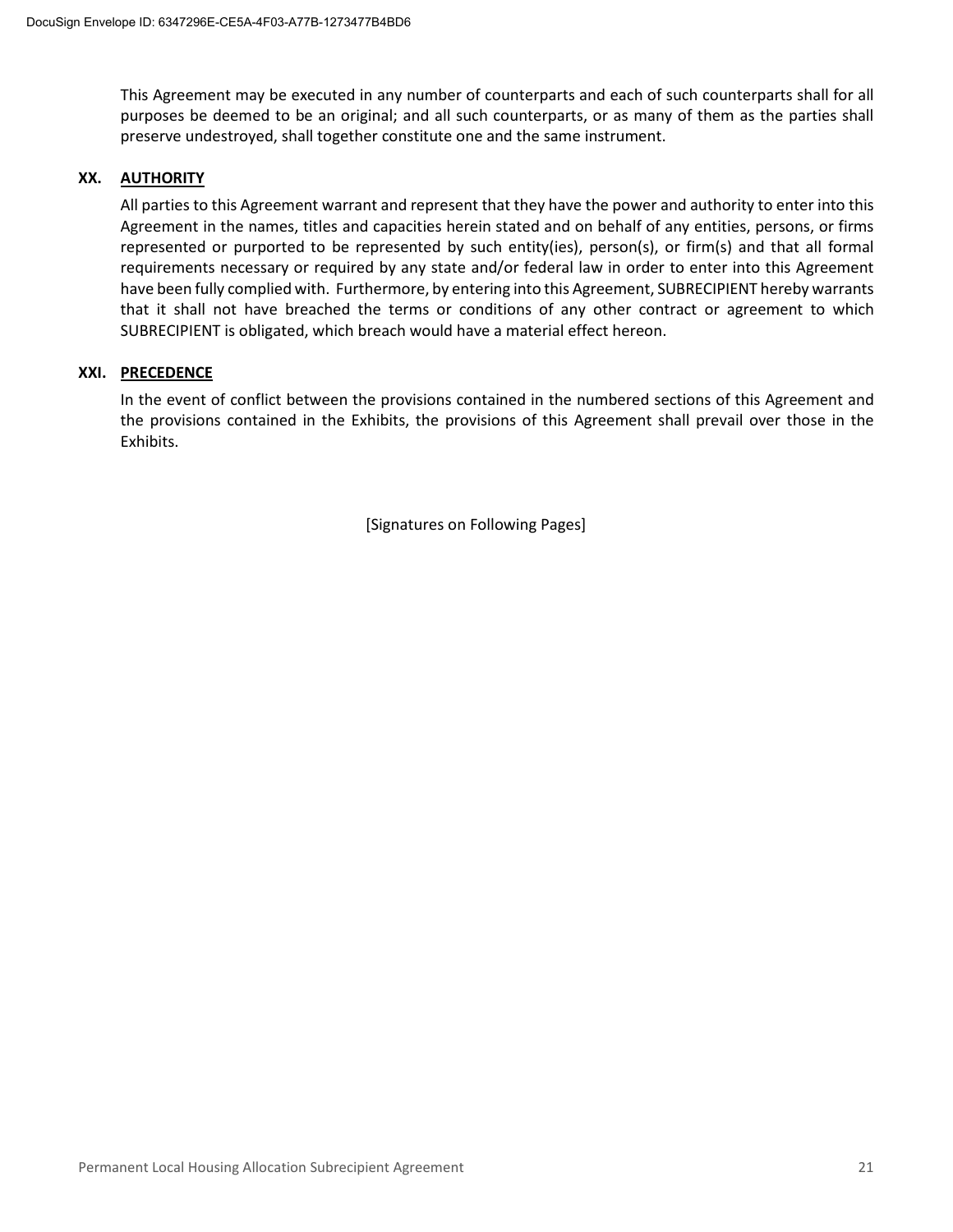This Agreement may be executed in any number of counterparts and each of such counterparts shall for all purposes be deemed to be an original; and all such counterparts, or as many of them as the parties shall preserve undestroyed, shall together constitute one and the same instrument.

### XX. AUTHORITY

All parties to this Agreement warrant and represent that they have the power and authority to enter into this Agreement in the names, titles and capacities herein stated and on behalf of any entities, persons, or firms represented or purported to be represented by such entity(ies), person(s), or firm(s) and that all formal requirements necessary or required by any state and/or federal law in order to enter into this Agreement have been fully complied with. Furthermore, by entering into this Agreement, SUBRECIPIENT hereby warrants that it shall not have breached the terms or conditions of any other contract or agreement to which SUBRECIPIENT is obligated, which breach would have a material effect hereon.

### XXI. PRECEDENCE

In the event of conflict between the provisions contained in the numbered sections of this Agreement and the provisions contained in the Exhibits, the provisions of this Agreement shall prevail over those in the Exhibits.

[Signatures on Following Pages]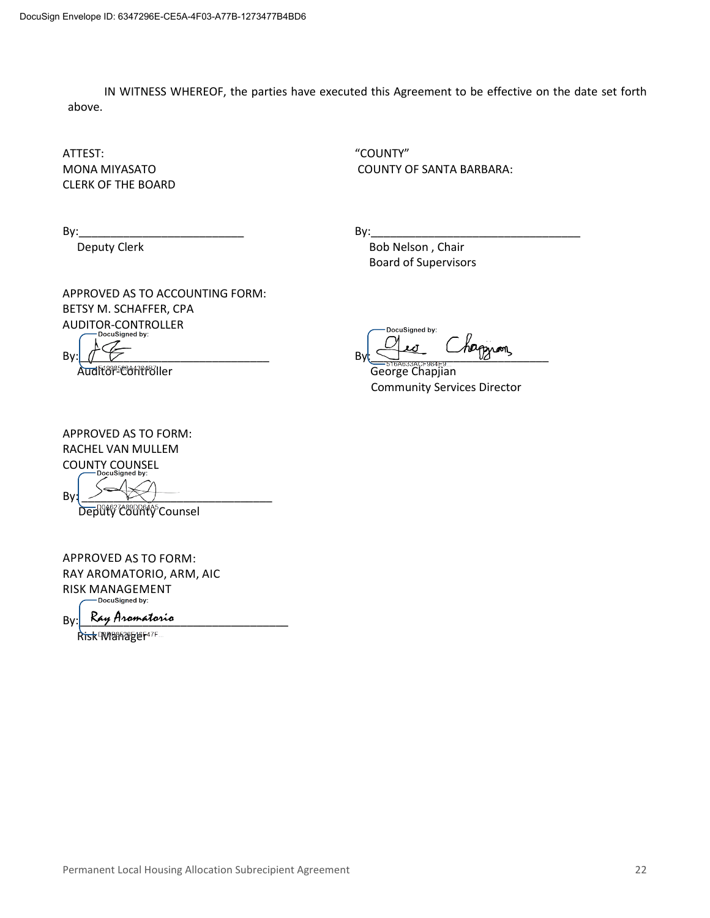IN WITNESS WHEREOF, the parties have executed this Agreement to be effective on the date set forth above.

ATTEST:
MONA MIYASATO
CLERK OF THE BOARD

By:___________________________
Deputy Clerk

"COUNTY"
COUNTY OF SANTA BARBARA:

By:___________________________
Bob Nelson , Chair
Board of Supervisors

APPROVED AS TO ACCOUNTING FORM:
BETSY M. SCHAFFER, CPA
AUDITOR-CONTROLLER

DocuSigned by:

By:___________________________
Auditor-Controller

DocuSigned by:

By:___________________________
George Chapjian
Community Services Director

APPROVED AS TO FORM:
RACHEL VAN MULLEM
COUNTY COUNSEL

DocuSigned by:

By:___________________________
Deputy County Counsel

APPROVED AS TO FORM:
RAY AROMATORIO, ARM, AIC
RISK MANAGEMENT

DocuSigned by:

By: Ray Aromatorio___________________________
Risk Manager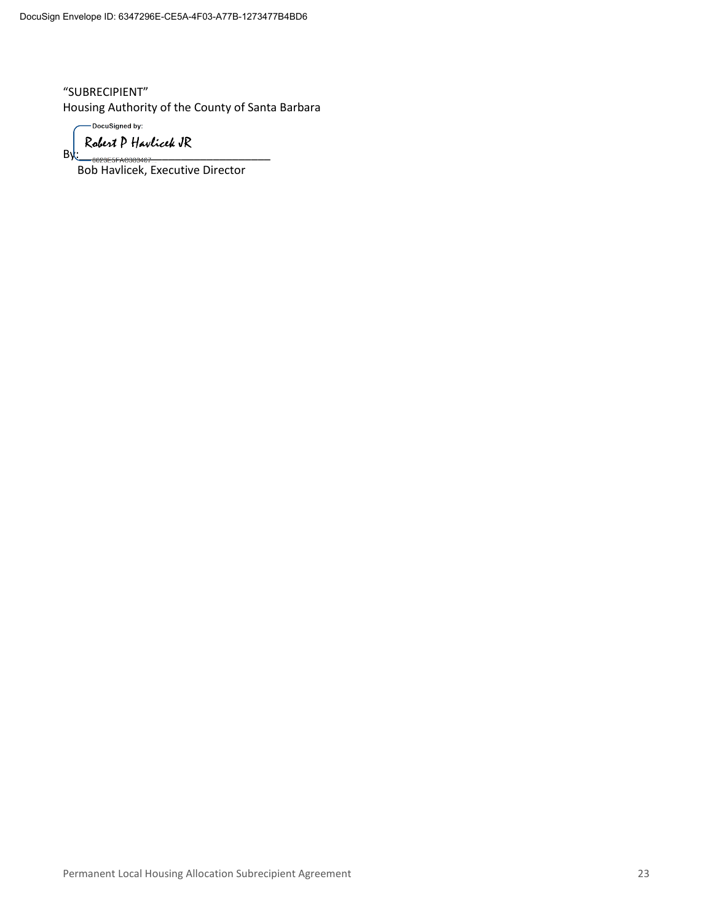"SUBRECIPIENT"
Housing Authority of the County of Santa Barbara

DocuSigned by:

By: Robert P Havlicek JR
8623E5FAC383467

Bob Havlicek, Executive Director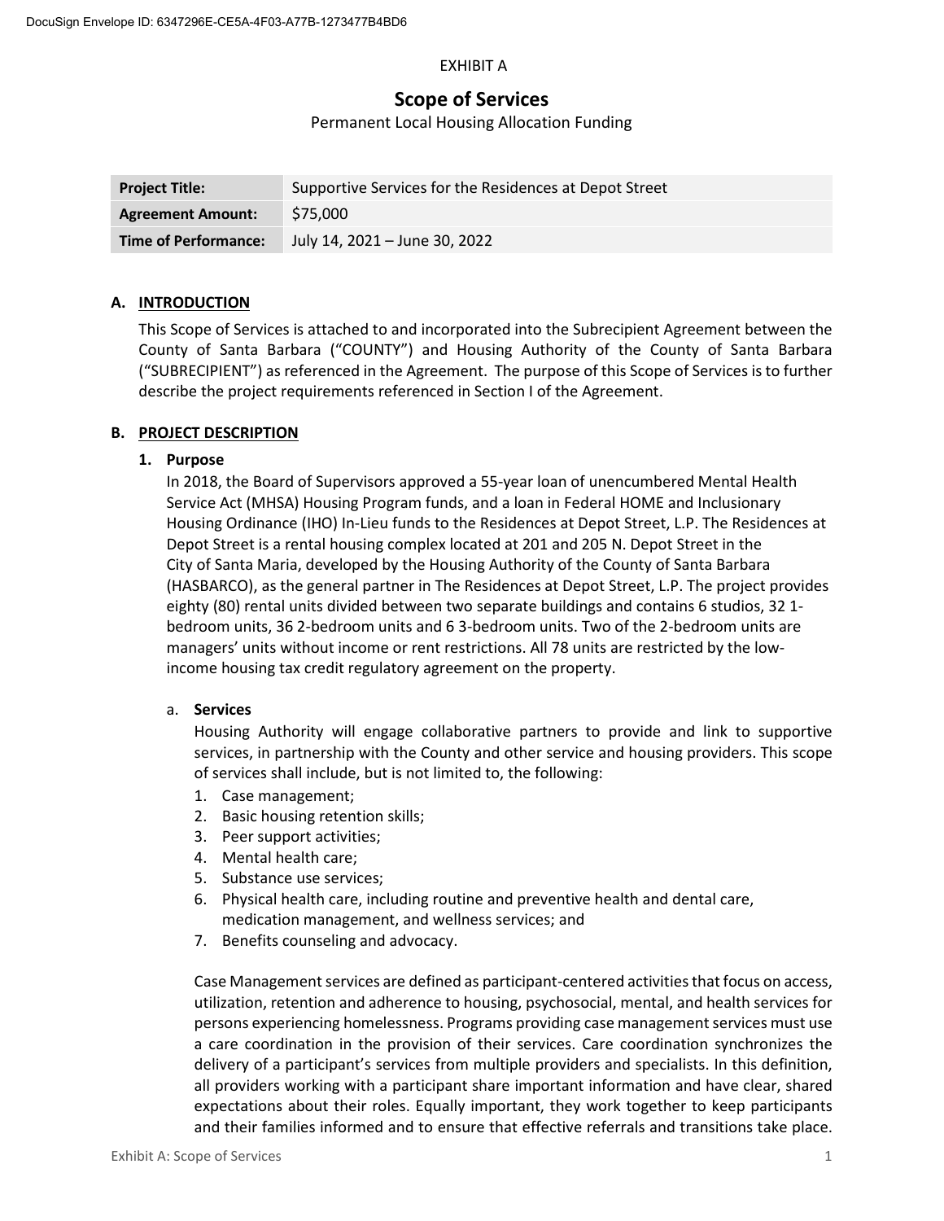EXHIBIT A

# Scope of Services

Permanent Local Housing Allocation Funding

| | |
|---|---|
| **Project Title:** | Supportive Services for the Residences at Depot Street |
| **Agreement Amount:** | $75,000 |
| **Time of Performance:** | July 14, 2021 – June 30, 2022 |

## A. INTRODUCTION

This Scope of Services is attached to and incorporated into the Subrecipient Agreement between the County of Santa Barbara ("COUNTY") and Housing Authority of the County of Santa Barbara ("SUBRECIPIENT") as referenced in the Agreement. The purpose of this Scope of Services is to further describe the project requirements referenced in Section I of the Agreement.

## B. PROJECT DESCRIPTION

### 1. Purpose

In 2018, the Board of Supervisors approved a 55-year loan of unencumbered Mental Health Service Act (MHSA) Housing Program funds, and a loan in Federal HOME and Inclusionary Housing Ordinance (IHO) In-Lieu funds to the Residences at Depot Street, L.P. The Residences at Depot Street is a rental housing complex located at 201 and 205 N. Depot Street in the City of Santa Maria, developed by the Housing Authority of the County of Santa Barbara (HASBARCO), as the general partner in The Residences at Depot Street, L.P. The project provides eighty (80) rental units divided between two separate buildings and contains 6 studios, 32 1-bedroom units, 36 2-bedroom units and 6 3-bedroom units. Two of the 2-bedroom units are managers' units without income or rent restrictions. All 78 units are restricted by the low-income housing tax credit regulatory agreement on the property.

a. **Services**

Housing Authority will engage collaborative partners to provide and link to supportive services, in partnership with the County and other service and housing providers. This scope of services shall include, but is not limited to, the following:

1. Case management;
2. Basic housing retention skills;
3. Peer support activities;
4. Mental health care;
5. Substance use services;
6. Physical health care, including routine and preventive health and dental care, medication management, and wellness services; and
7. Benefits counseling and advocacy.

Case Management services are defined as participant-centered activities that focus on access, utilization, retention and adherence to housing, psychosocial, mental, and health services for persons experiencing homelessness. Programs providing case management services must use a care coordination in the provision of their services. Care coordination synchronizes the delivery of a participant's services from multiple providers and specialists. In this definition, all providers working with a participant share important information and have clear, shared expectations about their roles. Equally important, they work together to keep participants and their families informed and to ensure that effective referrals and transitions take place.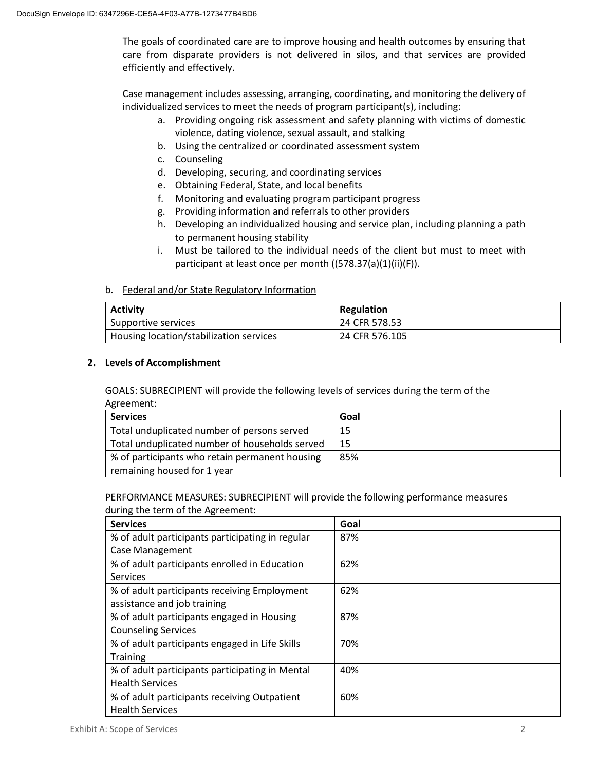The goals of coordinated care are to improve housing and health outcomes by ensuring that care from disparate providers is not delivered in silos, and that services are provided efficiently and effectively.

Case management includes assessing, arranging, coordinating, and monitoring the delivery of individualized services to meet the needs of program participant(s), including:

a. Providing ongoing risk assessment and safety planning with victims of domestic violence, dating violence, sexual assault, and stalking
b. Using the centralized or coordinated assessment system
c. Counseling
d. Developing, securing, and coordinating services
e. Obtaining Federal, State, and local benefits
f. Monitoring and evaluating program participant progress
g. Providing information and referrals to other providers
h. Developing an individualized housing and service plan, including planning a path to permanent housing stability
i. Must be tailored to the individual needs of the client but must to meet with participant at least once per month ((578.37(a)(1)(ii)(F)).

b. Federal and/or State Regulatory Information

| Activity | Regulation |
|---|---|
| Supportive services | 24 CFR 578.53 |
| Housing location/stabilization services | 24 CFR 576.105 |

**2. Levels of Accomplishment**

GOALS: SUBRECIPIENT will provide the following levels of services during the term of the Agreement:

| Services | Goal |
|---|---|
| Total unduplicated number of persons served | 15 |
| Total unduplicated number of households served | 15 |
| % of participants who retain permanent housing remaining housed for 1 year | 85% |

PERFORMANCE MEASURES: SUBRECIPIENT will provide the following performance measures during the term of the Agreement:

| Services | Goal |
|---|---|
| % of adult participants participating in regular Case Management | 87% |
| % of adult participants enrolled in Education Services | 62% |
| % of adult participants receiving Employment assistance and job training | 62% |
| % of adult participants engaged in Housing Counseling Services | 87% |
| % of adult participants engaged in Life Skills Training | 70% |
| % of adult participants participating in Mental Health Services | 40% |
| % of adult participants receiving Outpatient Health Services | 60% |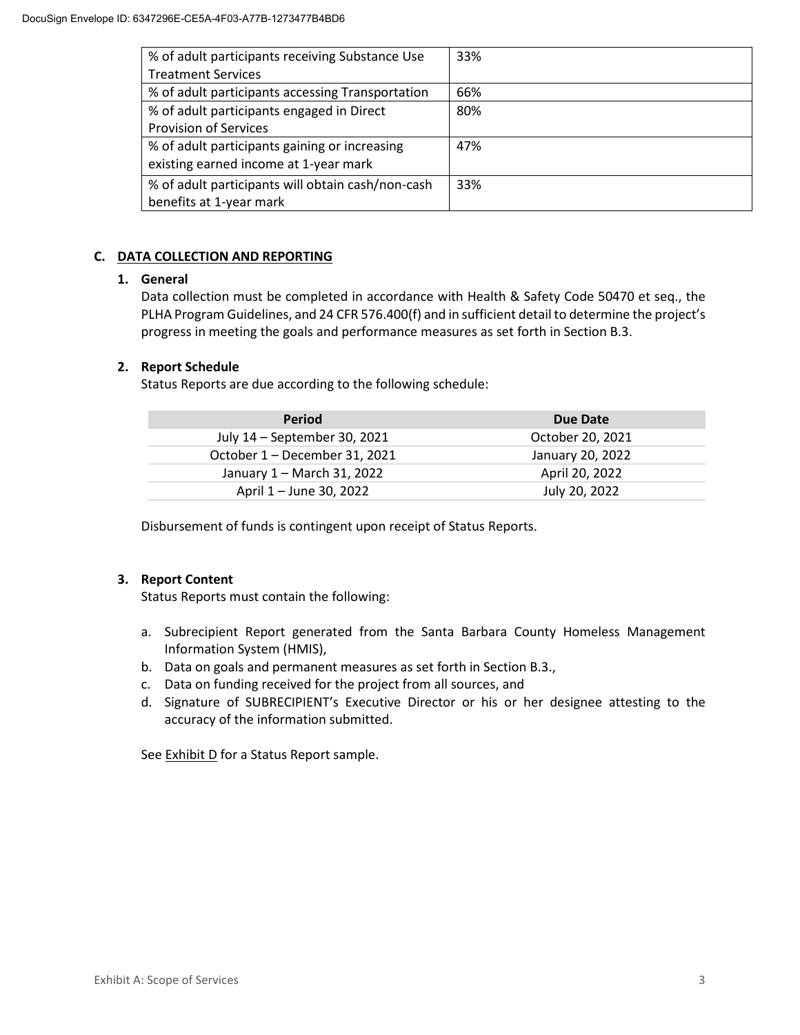| % of adult participants receiving Substance Use Treatment Services | 33% |
| --- | --- |
| % of adult participants accessing Transportation | 66% |
| % of adult participants engaged in Direct Provision of Services | 80% |
| % of adult participants gaining or increasing existing earned income at 1-year mark | 47% |
| % of adult participants will obtain cash/non-cash benefits at 1-year mark | 33% |

## C. DATA COLLECTION AND REPORTING

### 1. General

Data collection must be completed in accordance with Health & Safety Code 50470 et seq., the PLHA Program Guidelines, and 24 CFR 576.400(f) and in sufficient detail to determine the project's progress in meeting the goals and performance measures as set forth in Section B.3.

### 2. Report Schedule

Status Reports are due according to the following schedule:

| Period | Due Date |
| --- | --- |
| July 14 – September 30, 2021 | October 20, 2021 |
| October 1 – December 31, 2021 | January 20, 2022 |
| January 1 – March 31, 2022 | April 20, 2022 |
| April 1 – June 30, 2022 | July 20, 2022 |

Disbursement of funds is contingent upon receipt of Status Reports.

### 3. Report Content

Status Reports must contain the following:

a. Subrecipient Report generated from the Santa Barbara County Homeless Management Information System (HMIS),
b. Data on goals and permanent measures as set forth in Section B.3.,
c. Data on funding received for the project from all sources, and
d. Signature of SUBRECIPIENT's Executive Director or his or her designee attesting to the accuracy of the information submitted.

See Exhibit D for a Status Report sample.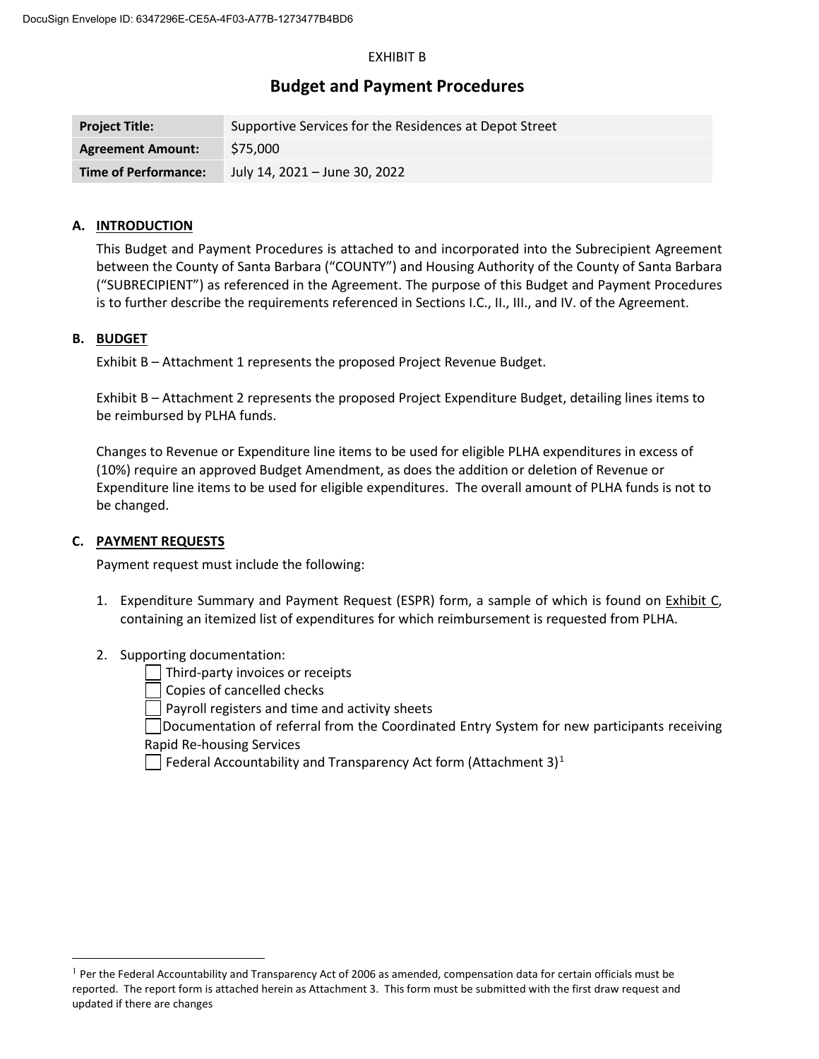EXHIBIT B

# Budget and Payment Procedures

| Project Title: | Supportive Services for the Residences at Depot Street |
|---|---|
| Agreement Amount: | $75,000 |
| Time of Performance: | July 14, 2021 – June 30, 2022 |

## A. INTRODUCTION

This Budget and Payment Procedures is attached to and incorporated into the Subrecipient Agreement between the County of Santa Barbara ("COUNTY") and Housing Authority of the County of Santa Barbara ("SUBRECIPIENT") as referenced in the Agreement. The purpose of this Budget and Payment Procedures is to further describe the requirements referenced in Sections I.C., II., III., and IV. of the Agreement.

## B. BUDGET

Exhibit B – Attachment 1 represents the proposed Project Revenue Budget.

Exhibit B – Attachment 2 represents the proposed Project Expenditure Budget, detailing lines items to be reimbursed by PLHA funds.

Changes to Revenue or Expenditure line items to be used for eligible PLHA expenditures in excess of (10%) require an approved Budget Amendment, as does the addition or deletion of Revenue or Expenditure line items to be used for eligible expenditures. The overall amount of PLHA funds is not to be changed.

## C. PAYMENT REQUESTS

Payment request must include the following:

1. Expenditure Summary and Payment Request (ESPR) form, a sample of which is found on Exhibit C, containing an itemized list of expenditures for which reimbursement is requested from PLHA.

2. Supporting documentation:
   - ☐ Third-party invoices or receipts
   - ☐ Copies of cancelled checks
   - ☐ Payroll registers and time and activity sheets
   - ☐ Documentation of referral from the Coordinated Entry System for new participants receiving Rapid Re-housing Services
   - ☐ Federal Accountability and Transparency Act form (Attachment 3)[1]

---

[1] Per the Federal Accountability and Transparency Act of 2006 as amended, compensation data for certain officials must be reported. The report form is attached herein as Attachment 3. This form must be submitted with the first draw request and updated if there are changes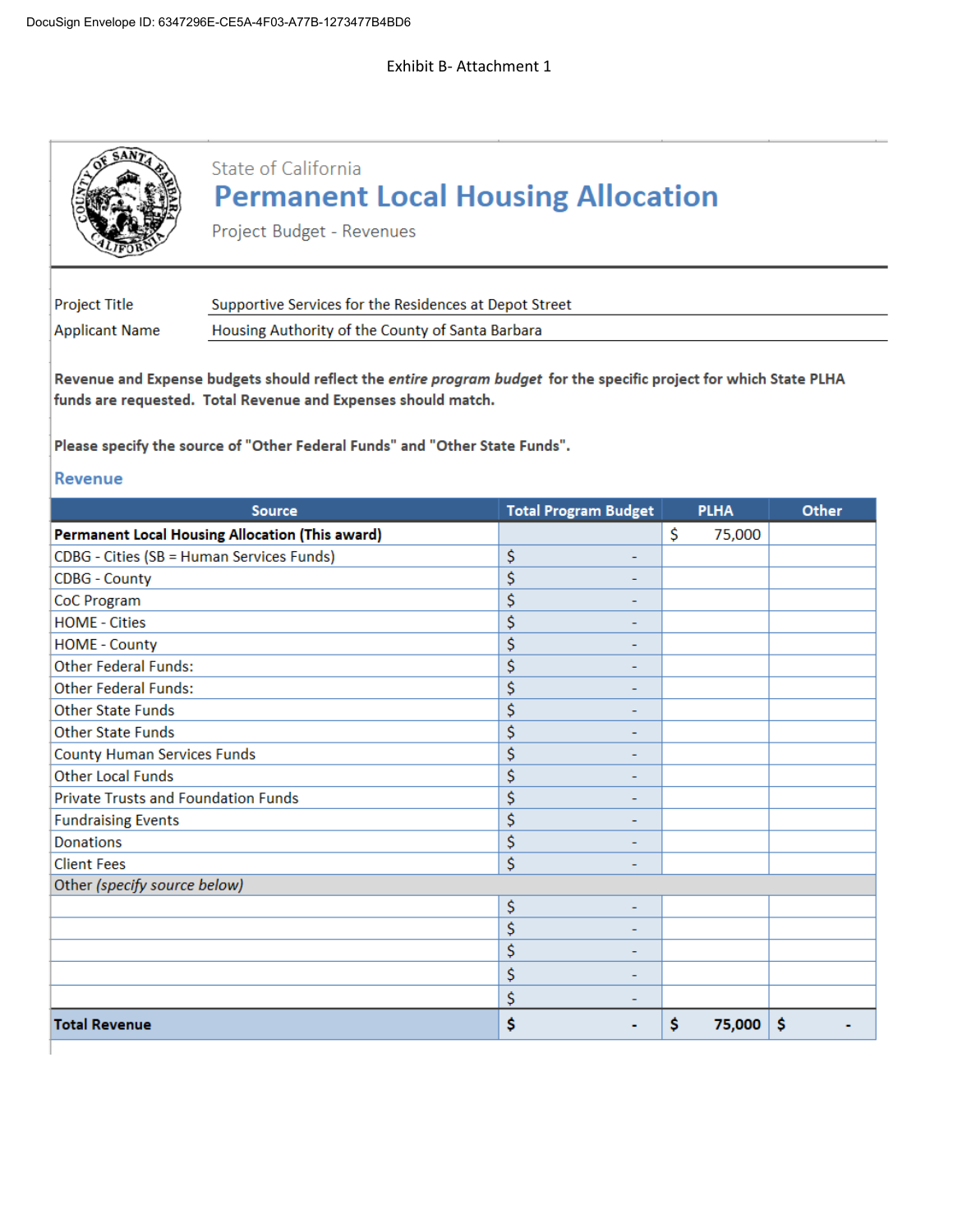DocuSign Envelope ID: 6347296E-CE5A-4F03-A77B-1273477B4BD6

Exhibit B- Attachment 1

State of California

# Permanent Local Housing Allocation

Project Budget - Revenues

| | |
|---|---|
| Project Title | Supportive Services for the Residences at Depot Street |
| Applicant Name | Housing Authority of the County of Santa Barbara |

**Revenue and Expense budgets should reflect the *entire program budget* for the specific project for which State PLHA funds are requested. Total Revenue and Expenses should match.**

**Please specify the source of "Other Federal Funds" and "Other State Funds".**

## Revenue

| Source | Total Program Budget | PLHA | Other |
|---|---|---|---|
| **Permanent Local Housing Allocation (This award)** | | $ 75,000 | |
| CDBG - Cities (SB = Human Services Funds) | $ - | | |
| CDBG - County | $ - | | |
| CoC Program | $ - | | |
| HOME - Cities | $ - | | |
| HOME - County | $ - | | |
| Other Federal Funds: | $ - | | |
| Other Federal Funds: | $ - | | |
| Other State Funds | $ - | | |
| Other State Funds | $ - | | |
| County Human Services Funds | $ - | | |
| Other Local Funds | $ - | | |
| Private Trusts and Foundation Funds | $ - | | |
| Fundraising Events | $ - | | |
| Donations | $ - | | |
| Client Fees | $ - | | |
| Other *(specify source below)* | | | |
| | $ - | | |
| | $ - | | |
| | $ - | | |
| | $ - | | |
| | $ - | | |
| **Total Revenue** | **$ -** | **$ 75,000** | **$ -** |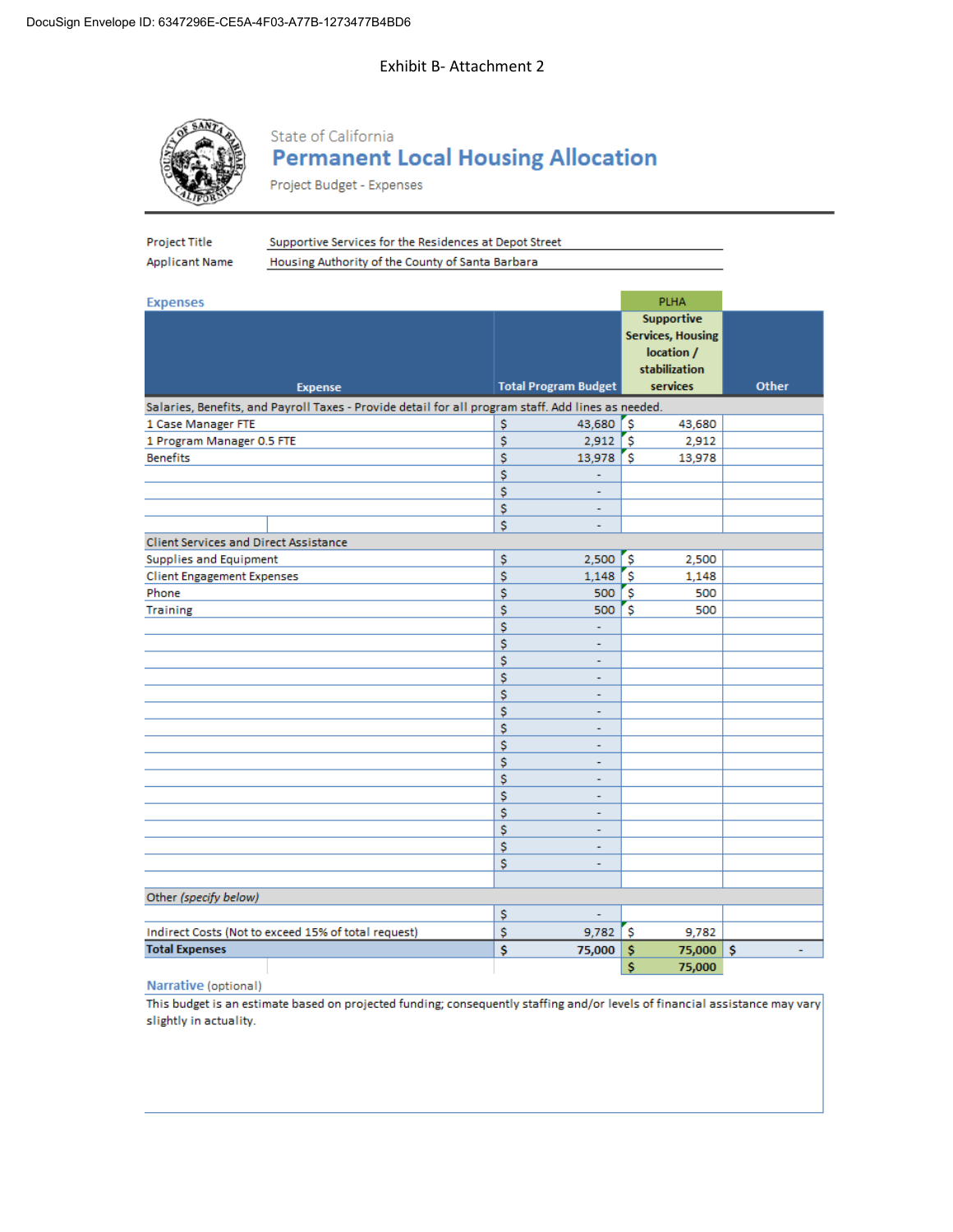DocuSign Envelope ID: 6347296E-CE5A-4F03-A77B-1273477B4BD6

Exhibit B- Attachment 2

State of California

# Permanent Local Housing Allocation

Project Budget - Expenses

Project Title: Supportive Services for the Residences at Depot Street

Applicant Name: Housing Authority of the County of Santa Barbara

## Expenses

| Expense | Total Program Budget | PLHA Supportive Services, Housing location / stabilization services | Other |
|---|---|---|---|
| **Salaries, Benefits, and Payroll Taxes - Provide detail for all program staff. Add lines as needed.** | | | |
| 1 Case Manager FTE | $ 43,680 | $ 43,680 | |
| 1 Program Manager 0.5 FTE | $ 2,912 | $ 2,912 | |
| Benefits | $ 13,978 | $ 13,978 | |
| | $ - | | |
| | $ - | | |
| | $ - | | |
| | $ - | | |
| **Client Services and Direct Assistance** | | | |
| Supplies and Equipment | $ 2,500 | $ 2,500 | |
| Client Engagement Expenses | $ 1,148 | $ 1,148 | |
| Phone | $ 500 | $ 500 | |
| Training | $ 500 | $ 500 | |
| | $ - | | |
| | $ - | | |
| | $ - | | |
| | $ - | | |
| | $ - | | |
| | $ - | | |
| | $ - | | |
| | $ - | | |
| | $ - | | |
| | $ - | | |
| | $ - | | |
| | $ - | | |
| | $ - | | |
| | $ - | | |
| | $ - | | |
| **Other *(specify below)*** | | | |
| | $ - | | |
| Indirect Costs (Not to exceed 15% of total request) | $ 9,782 | $ 9,782 | |
| **Total Expenses** | $ 75,000 | $ 75,000 | $ - |
| | | $ 75,000 | |

**Narrative** (optional)

This budget is an estimate based on projected funding; consequently staffing and/or levels of financial assistance may vary slightly in actuality.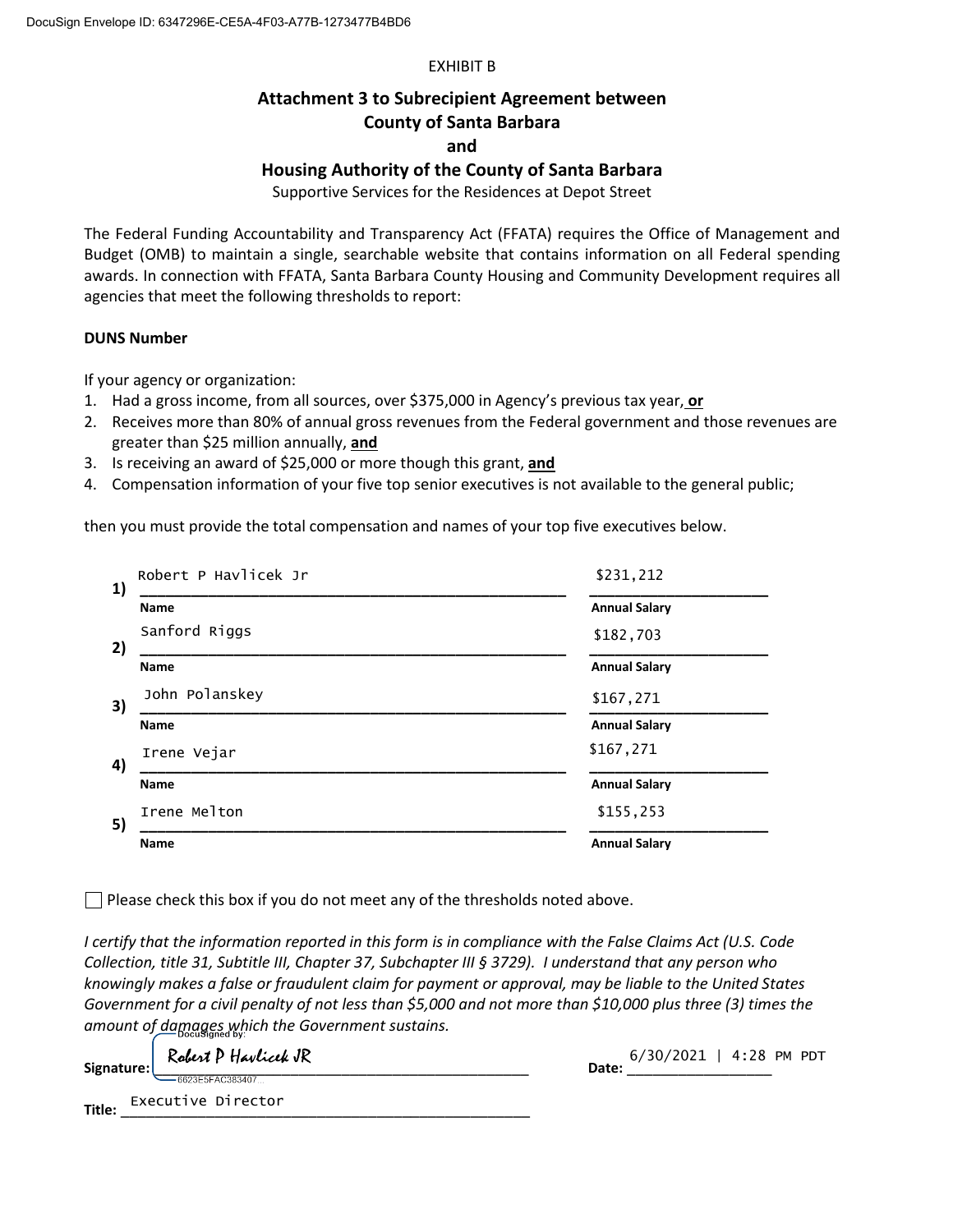DocuSign Envelope ID: 6347296E-CE5A-4F03-A77B-1273477B4BD6

EXHIBIT B

# Attachment 3 to Subrecipient Agreement between County of Santa Barbara and Housing Authority of the County of Santa Barbara

Supportive Services for the Residences at Depot Street

The Federal Funding Accountability and Transparency Act (FFATA) requires the Office of Management and Budget (OMB) to maintain a single, searchable website that contains information on all Federal spending awards. In connection with FFATA, Santa Barbara County Housing and Community Development requires all agencies that meet the following thresholds to report:

**DUNS Number**

If your agency or organization:

1. Had a gross income, from all sources, over $375,000 in Agency's previous tax year, **or**
2. Receives more than 80% of annual gross revenues from the Federal government and those revenues are greater than $25 million annually, **and**
3. Is receiving an award of $25,000 or more though this grant, **and**
4. Compensation information of your five top senior executives is not available to the general public;

then you must provide the total compensation and names of your top five executives below.

| | Name | Annual Salary |
|---|---|---|
| 1) | Robert P Havlicek Jr | $231,212 |
| 2) | Sanford Riggs | $182,703 |
| 3) | John Polanskey | $167,271 |
| 4) | Irene Vejar | $167,271 |
| 5) | Irene Melton | $155,253 |

☐ Please check this box if you do not meet any of the thresholds noted above.

*I certify that the information reported in this form is in compliance with the False Claims Act (U.S. Code Collection, title 31, Subtitle III, Chapter 37, Subchapter III § 3729). I understand that any person who knowingly makes a false or fraudulent claim for payment or approval, may be liable to the United States Government for a civil penalty of not less than $5,000 and not more than $10,000 plus three (3) times the amount of damages which the Government sustains.*

**Signature:** DocuSigned by: Robert P Havlicek JR (6623E5FAC383407...) **Date:** 6/30/2021 | 4:28 PM PDT

**Title:** Executive Director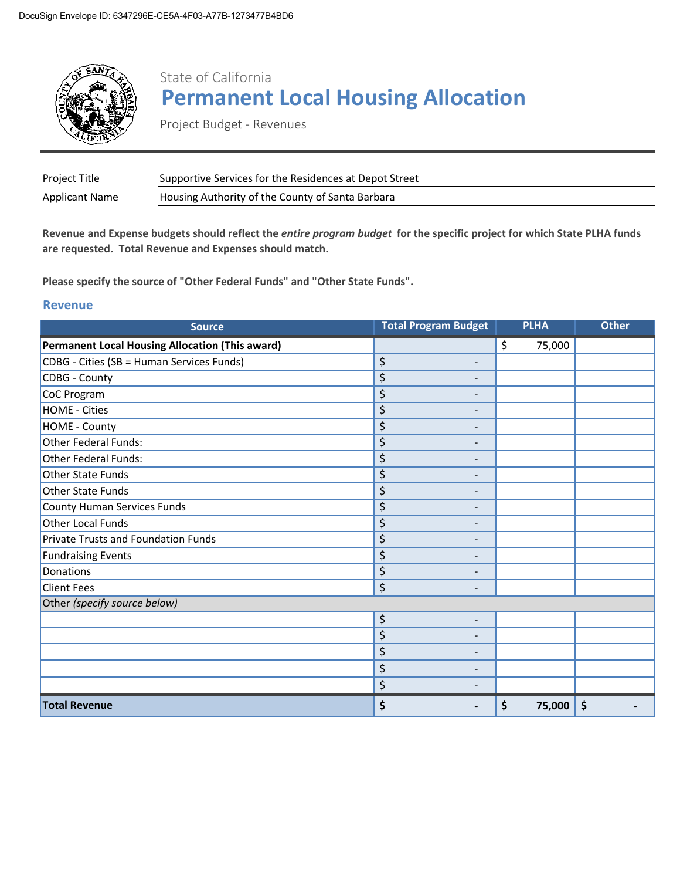DocuSign Envelope ID: 6347296E-CE5A-4F03-A77B-1273477B4BD6

State of California

# Permanent Local Housing Allocation

Project Budget - Revenues

| | |
|---|---|
| Project Title | Supportive Services for the Residences at Depot Street |
| Applicant Name | Housing Authority of the County of Santa Barbara |

**Revenue and Expense budgets should reflect the *entire program budget* for the specific project for which State PLHA funds are requested. Total Revenue and Expenses should match.**

**Please specify the source of "Other Federal Funds" and "Other State Funds".**

## Revenue

| Source | Total Program Budget | PLHA | Other |
|---|---|---|---|
| **Permanent Local Housing Allocation (This award)** | | $ 75,000 | |
| CDBG - Cities (SB = Human Services Funds) | $ - | | |
| CDBG - County | $ - | | |
| CoC Program | $ - | | |
| HOME - Cities | $ - | | |
| HOME - County | $ - | | |
| Other Federal Funds: | $ - | | |
| Other Federal Funds: | $ - | | |
| Other State Funds | $ - | | |
| Other State Funds | $ - | | |
| County Human Services Funds | $ - | | |
| Other Local Funds | $ - | | |
| Private Trusts and Foundation Funds | $ - | | |
| Fundraising Events | $ - | | |
| Donations | $ - | | |
| Client Fees | $ - | | |
| Other *(specify source below)* | | | |
| | $ - | | |
| | $ - | | |
| | $ - | | |
| | $ - | | |
| | $ - | | |
| **Total Revenue** | **$ -** | **$ 75,000** | **$ -** |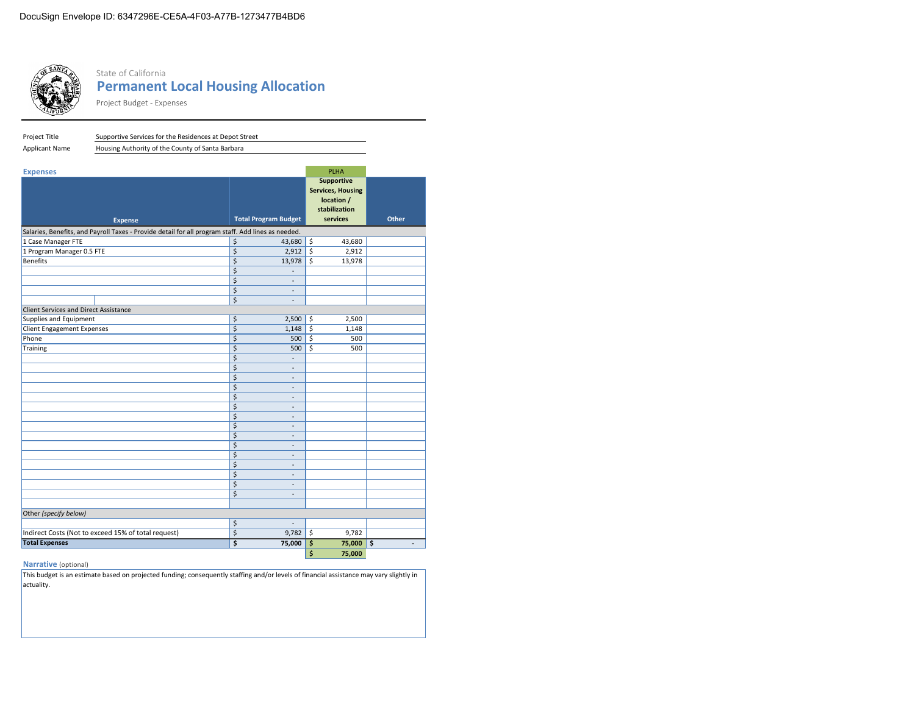DocuSign Envelope ID: 6347296E-CE5A-4F03-A77B-1273477B4BD6

State of California

# Permanent Local Housing Allocation

Project Budget - Expenses

| | |
|---|---|
| Project Title | Supportive Services for the Residences at Depot Street |
| Applicant Name | Housing Authority of the County of Santa Barbara |

## Expenses

| Expense | Total Program Budget | PLHA Supportive Services, Housing location / stabilization services | Other |
|---|---|---|---|
| **Salaries, Benefits, and Payroll Taxes - Provide detail for all program staff. Add lines as needed.** | | | |
| 1 Case Manager FTE | $ 43,680 | $ 43,680 | |
| 1 Program Manager 0.5 FTE | $ 2,912 | $ 2,912 | |
| Benefits | $ 13,978 | $ 13,978 | |
| | $ - | | |
| | $ - | | |
| | $ - | | |
| | $ - | | |
| **Client Services and Direct Assistance** | | | |
| Supplies and Equipment | $ 2,500 | $ 2,500 | |
| Client Engagement Expenses | $ 1,148 | $ 1,148 | |
| Phone | $ 500 | $ 500 | |
| Training | $ 500 | $ 500 | |
| | $ - | | |
| | $ - | | |
| | $ - | | |
| | $ - | | |
| | $ - | | |
| | $ - | | |
| | $ - | | |
| | $ - | | |
| | $ - | | |
| | $ - | | |
| | $ - | | |
| | $ - | | |
| | $ - | | |
| | $ - | | |
| | $ - | | |
| | | | |
| **Other *(specify below)*** | | | |
| | $ - | | |
| Indirect Costs (Not to exceed 15% of total request) | $ 9,782 | $ 9,782 | |
| **Total Expenses** | **$ 75,000** | **$ 75,000** | **$ -** |
| | | **$ 75,000** | |

**Narrative** (optional)

This budget is an estimate based on projected funding; consequently staffing and/or levels of financial assistance may vary slightly in actuality.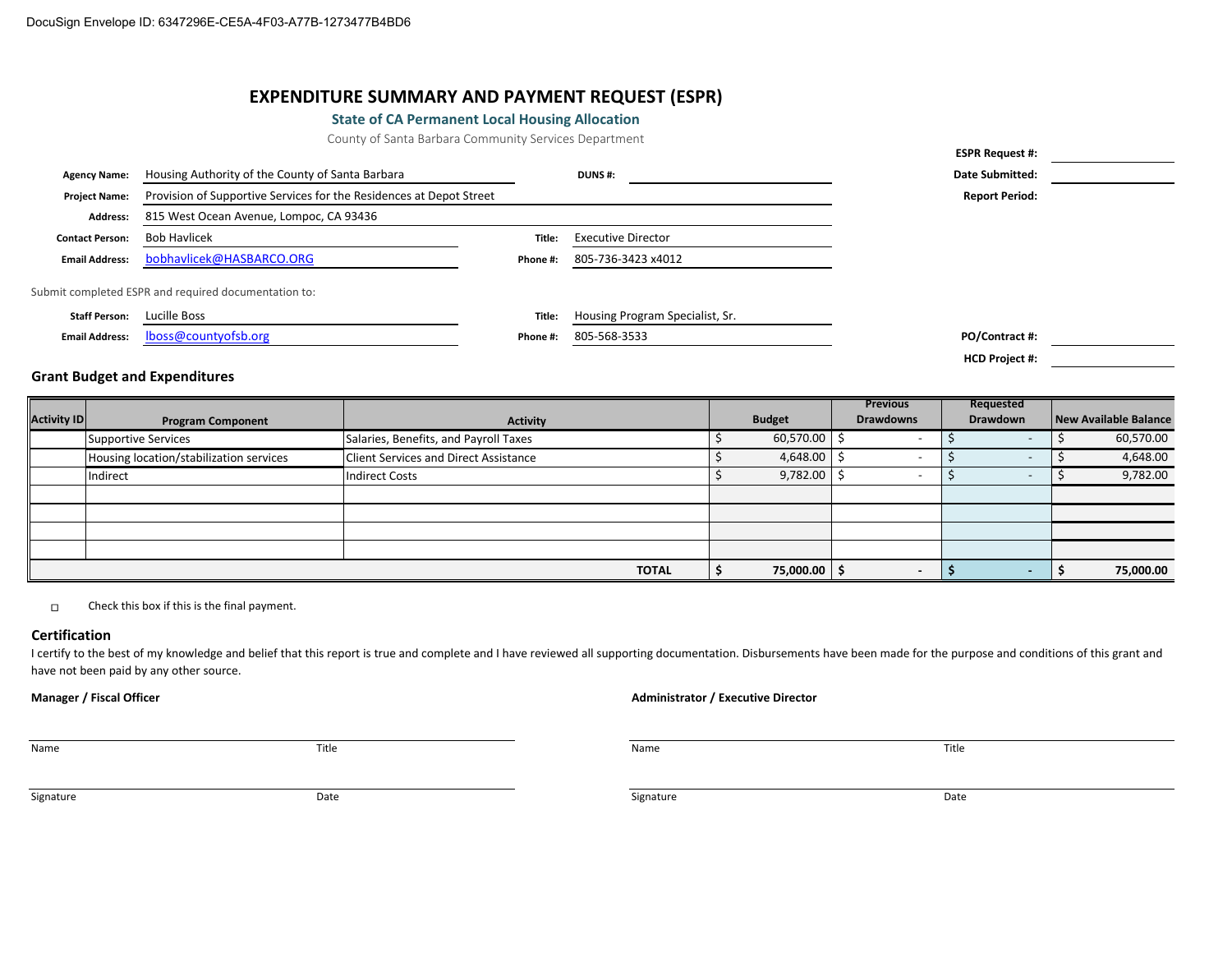DocuSign Envelope ID: 6347296E-CE5A-4F03-A77B-1273477B4BD6

# EXPENDITURE SUMMARY AND PAYMENT REQUEST (ESPR)

### State of CA Permanent Local Housing Allocation

County of Santa Barbara Community Services Department

**ESPR Request #:**

**Date Submitted:**

**Report Period:**

**Agency Name:** Housing Authority of the County of Santa Barbara

**DUNS #:**

**Project Name:** Provision of Supportive Services for the Residences at Depot Street

**Address:** 815 West Ocean Avenue, Lompoc, CA 93436

**Contact Person:** Bob Havlicek

**Title:** Executive Director

**Email Address:** bobhavlicek@HASBARCO.ORG

**Phone #:** 805-736-3423 x4012

Submit completed ESPR and required documentation to:

**Staff Person:** Lucille Boss

**Title:** Housing Program Specialist, Sr.

**Email Address:** lboss@countyofsb.org

**Phone #:** 805-568-3533

**PO/Contract #:**

**HCD Project #:**

## Grant Budget and Expenditures

| Activity ID | Program Component | Activity | Budget | Previous Drawdowns | Requested Drawdown | New Available Balance |
|---|---|---|---|---|---|---|
| | Supportive Services | Salaries, Benefits, and Payroll Taxes | $ 60,570.00 | $ - | $ - | $ 60,570.00 |
| | Housing location/stabilization services | Client Services and Direct Assistance | $ 4,648.00 | $ - | $ - | $ 4,648.00 |
| | Indirect | Indirect Costs | $ 9,782.00 | $ - | $ - | $ 9,782.00 |
| | | | | | | |
| | | | | | | |
| | | | | | | |
| | | | | | | |
| | | **TOTAL** | **$ 75,000.00** | **$ -** | **$ -** | **$ 75,000.00** |

☐ Check this box if this is the final payment.

## Certification

I certify to the best of my knowledge and belief that this report is true and complete and I have reviewed all supporting documentation. Disbursements have been made for the purpose and conditions of this grant and have not been paid by any other source.

**Manager / Fiscal Officer**

Name Title

Signature Date

**Administrator / Executive Director**

Name Title

Signature Date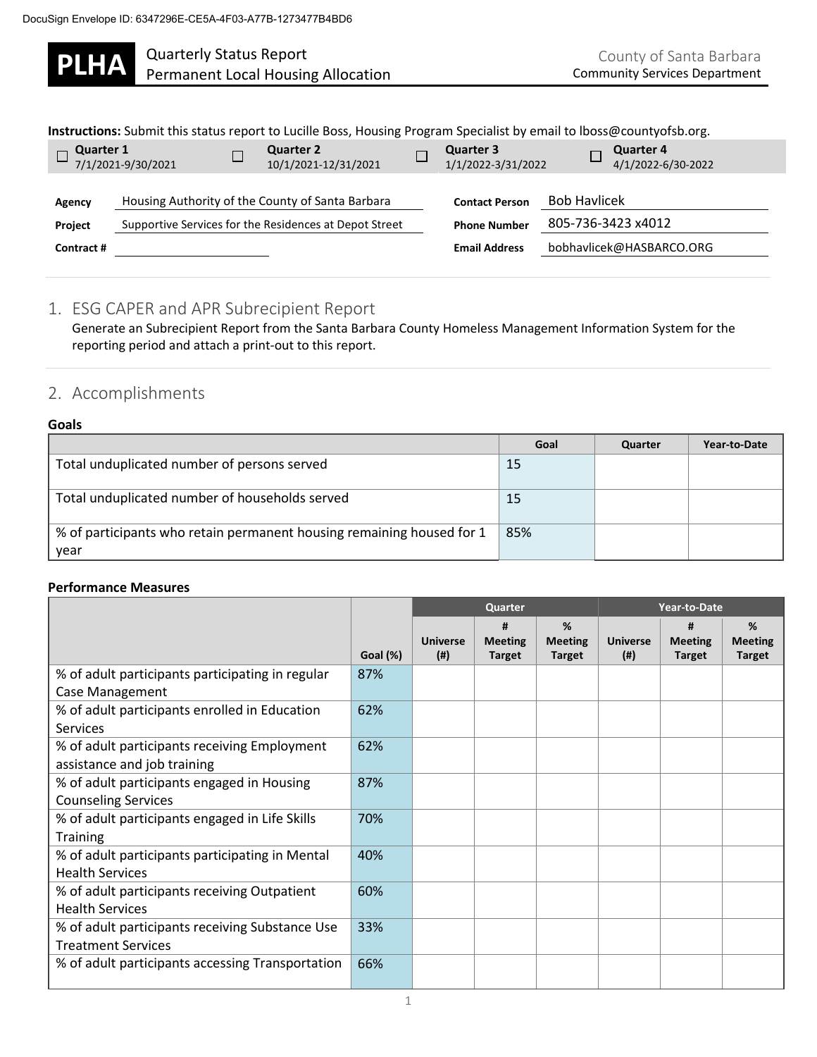DocuSign Envelope ID: 6347296E-CE5A-4F03-A77B-1273477B4BD6

# PLHA Quarterly Status Report
## Permanent Local Housing Allocation

County of Santa Barbara
Community Services Department

**Instructions:** Submit this status report to Lucille Boss, Housing Program Specialist by email to lboss@countyofsb.org.

| ☐ **Quarter 1** 7/1/2021-9/30/2021 | ☐ **Quarter 2** 10/1/2021-12/31/2021 | ☐ **Quarter 3** 1/1/2022-3/31/2022 | ☐ **Quarter 4** 4/1/2022-6/30-2022 |
|---|---|---|---|

| | | | |
|---|---|---|---|
| **Agency** | Housing Authority of the County of Santa Barbara | **Contact Person** | Bob Havlicek |
| **Project** | Supportive Services for the Residences at Depot Street | **Phone Number** | 805-736-3423 x4012 |
| **Contract #** | | **Email Address** | bobhavlicek@HASBARCO.ORG |

## 1. ESG CAPER and APR Subrecipient Report

Generate an Subrecipient Report from the Santa Barbara County Homeless Management Information System for the reporting period and attach a print-out to this report.

## 2. Accomplishments

**Goals**

| | Goal | Quarter | Year-to-Date |
|---|---|---|---|
| Total unduplicated number of persons served | 15 | | |
| Total unduplicated number of households served | 15 | | |
| % of participants who retain permanent housing remaining housed for 1 year | 85% | | |

**Performance Measures**

| | | Quarter | | | Year-to-Date | | |
|---|---|---|---|---|---|---|---|
| | Goal (%) | Universe (#) | # Meeting Target | % Meeting Target | Universe (#) | # Meeting Target | % Meeting Target |
| % of adult participants participating in regular Case Management | 87% | | | | | | |
| % of adult participants enrolled in Education Services | 62% | | | | | | |
| % of adult participants receiving Employment assistance and job training | 62% | | | | | | |
| % of adult participants engaged in Housing Counseling Services | 87% | | | | | | |
| % of adult participants engaged in Life Skills Training | 70% | | | | | | |
| % of adult participants participating in Mental Health Services | 40% | | | | | | |
| % of adult participants receiving Outpatient Health Services | 60% | | | | | | |
| % of adult participants receiving Substance Use Treatment Services | 33% | | | | | | |
| % of adult participants accessing Transportation | 66% | | | | | | |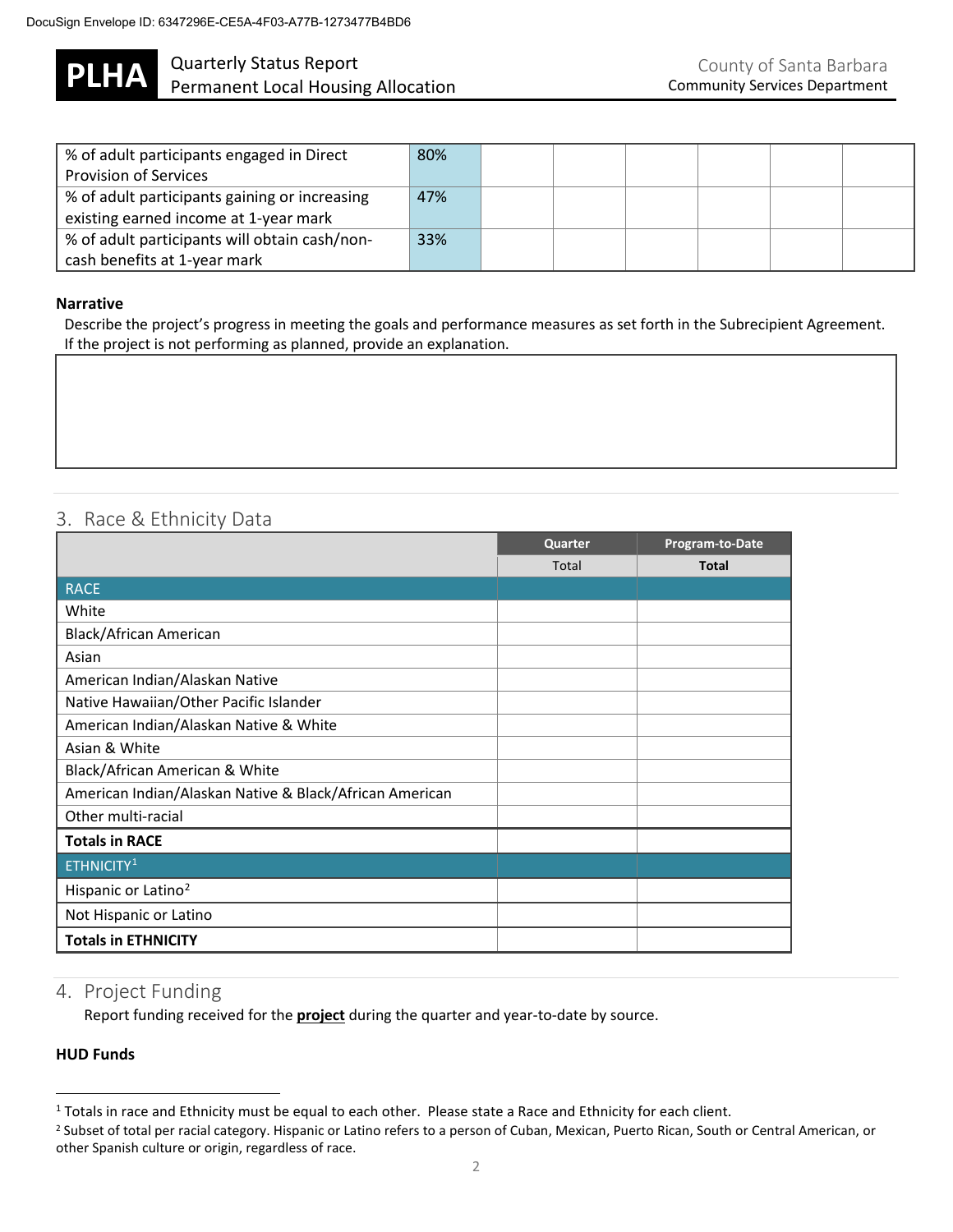| % of adult participants engaged in Direct Provision of Services | 80% | | | | | | |
|---|---|---|---|---|---|---|---|
| % of adult participants gaining or increasing existing earned income at 1-year mark | 47% | | | | | | |
| % of adult participants will obtain cash/non-cash benefits at 1-year mark | 33% | | | | | | |

**Narrative**

Describe the project's progress in meeting the goals and performance measures as set forth in the Subrecipient Agreement. If the project is not performing as planned, provide an explanation.

| |
|---|
| |

## 3. Race & Ethnicity Data

| | Quarter | Program-to-Date |
|---|---|---|
| | Total | **Total** |
| RACE | | |
| White | | |
| Black/African American | | |
| Asian | | |
| American Indian/Alaskan Native | | |
| Native Hawaiian/Other Pacific Islander | | |
| American Indian/Alaskan Native & White | | |
| Asian & White | | |
| Black/African American & White | | |
| American Indian/Alaskan Native & Black/African American | | |
| Other multi-racial | | |
| **Totals in RACE** | | |
| ETHNICITY[1] | | |
| Hispanic or Latino[2] | | |
| Not Hispanic or Latino | | |
| **Totals in ETHNICITY** | | |

## 4. Project Funding

Report funding received for the **project** during the quarter and year-to-date by source.

**HUD Funds**

[1] Totals in race and Ethnicity must be equal to each other. Please state a Race and Ethnicity for each client.

[2] Subset of total per racial category. Hispanic or Latino refers to a person of Cuban, Mexican, Puerto Rican, South or Central American, or other Spanish culture or origin, regardless of race.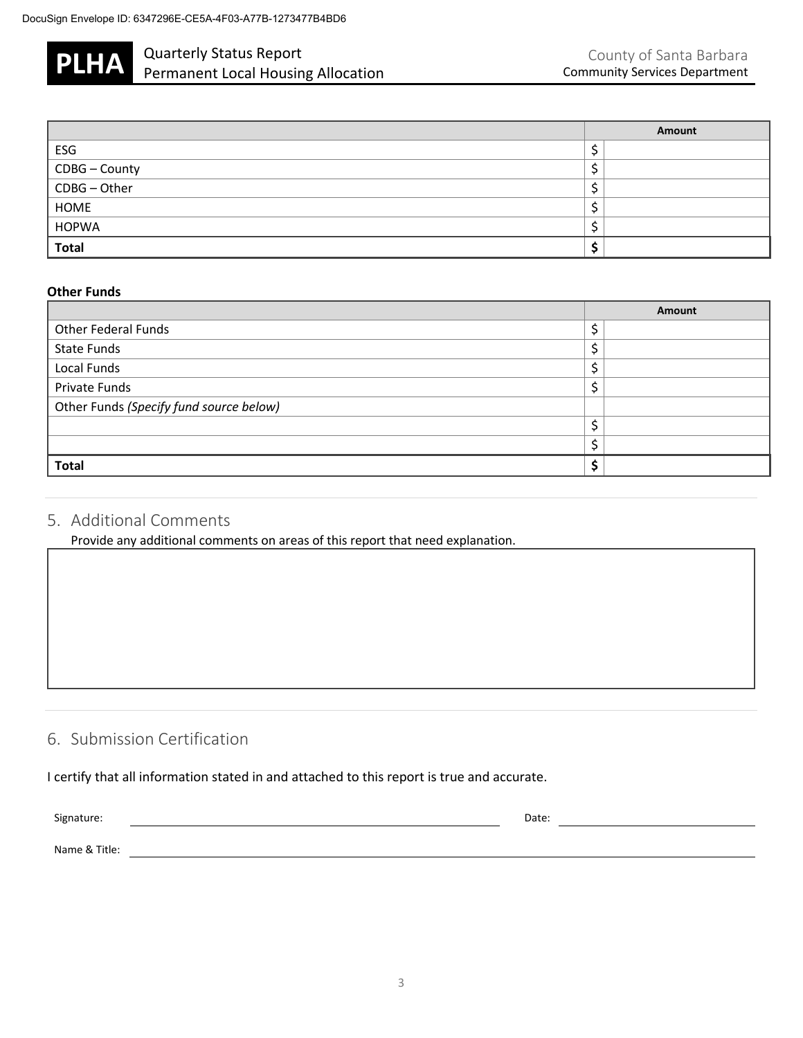| | Amount | |
|---|---|---|
| ESG | $ | |
| CDBG – County | $ | |
| CDBG – Other | $ | |
| HOME | $ | |
| HOPWA | $ | |
| **Total** | **$** | |

**Other Funds**

| | Amount | |
|---|---|---|
| Other Federal Funds | $ | |
| State Funds | $ | |
| Local Funds | $ | |
| Private Funds | $ | |
| Other Funds *(Specify fund source below)* | | |
| | $ | |
| | $ | |
| **Total** | **$** | |

## 5. Additional Comments

Provide any additional comments on areas of this report that need explanation.

## 6. Submission Certification

I certify that all information stated in and attached to this report is true and accurate.

Signature: ______________________________ Date: ______________

Name & Title: ______________________________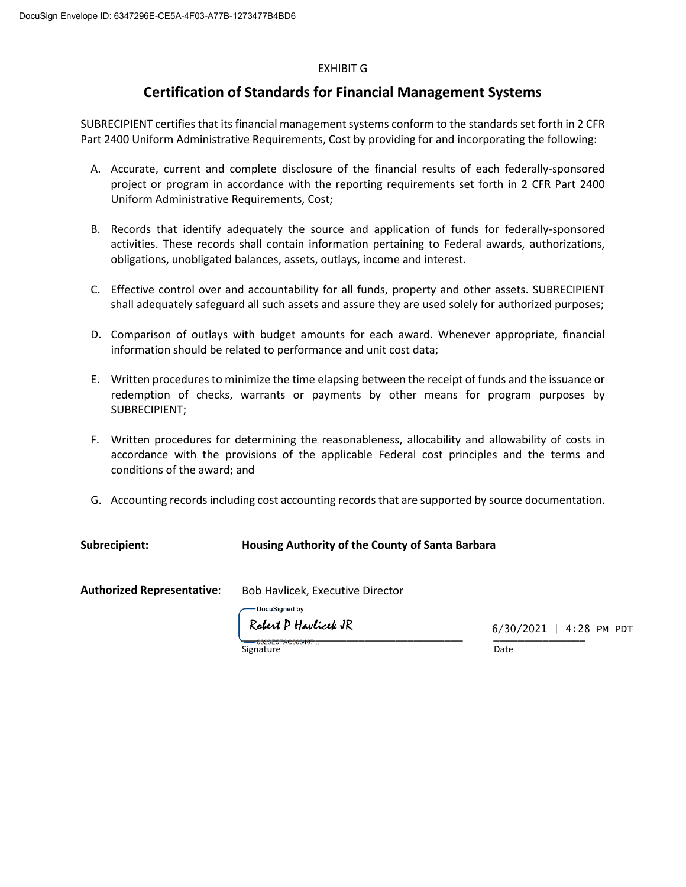DocuSign Envelope ID: 6347296E-CE5A-4F03-A77B-1273477B4BD6

EXHIBIT G

## Certification of Standards for Financial Management Systems

SUBRECIPIENT certifies that its financial management systems conform to the standards set forth in 2 CFR Part 2400 Uniform Administrative Requirements, Cost by providing for and incorporating the following:

A. Accurate, current and complete disclosure of the financial results of each federally-sponsored project or program in accordance with the reporting requirements set forth in 2 CFR Part 2400 Uniform Administrative Requirements, Cost;

B. Records that identify adequately the source and application of funds for federally-sponsored activities. These records shall contain information pertaining to Federal awards, authorizations, obligations, unobligated balances, assets, outlays, income and interest.

C. Effective control over and accountability for all funds, property and other assets. SUBRECIPIENT shall adequately safeguard all such assets and assure they are used solely for authorized purposes;

D. Comparison of outlays with budget amounts for each award. Whenever appropriate, financial information should be related to performance and unit cost data;

E. Written procedures to minimize the time elapsing between the receipt of funds and the issuance or redemption of checks, warrants or payments by other means for program purposes by SUBRECIPIENT;

F. Written procedures for determining the reasonableness, allocability and allowability of costs in accordance with the provisions of the applicable Federal cost principles and the terms and conditions of the award; and

G. Accounting records including cost accounting records that are supported by source documentation.

**Subrecipient:** **Housing Authority of the County of Santa Barbara**

**Authorized Representative**: Bob Havlicek, Executive Director

DocuSigned by:

Robert P Havlicek JR

6023E5FAC383407...

Signature

6/30/2021 | 4:28 PM PDT

Date